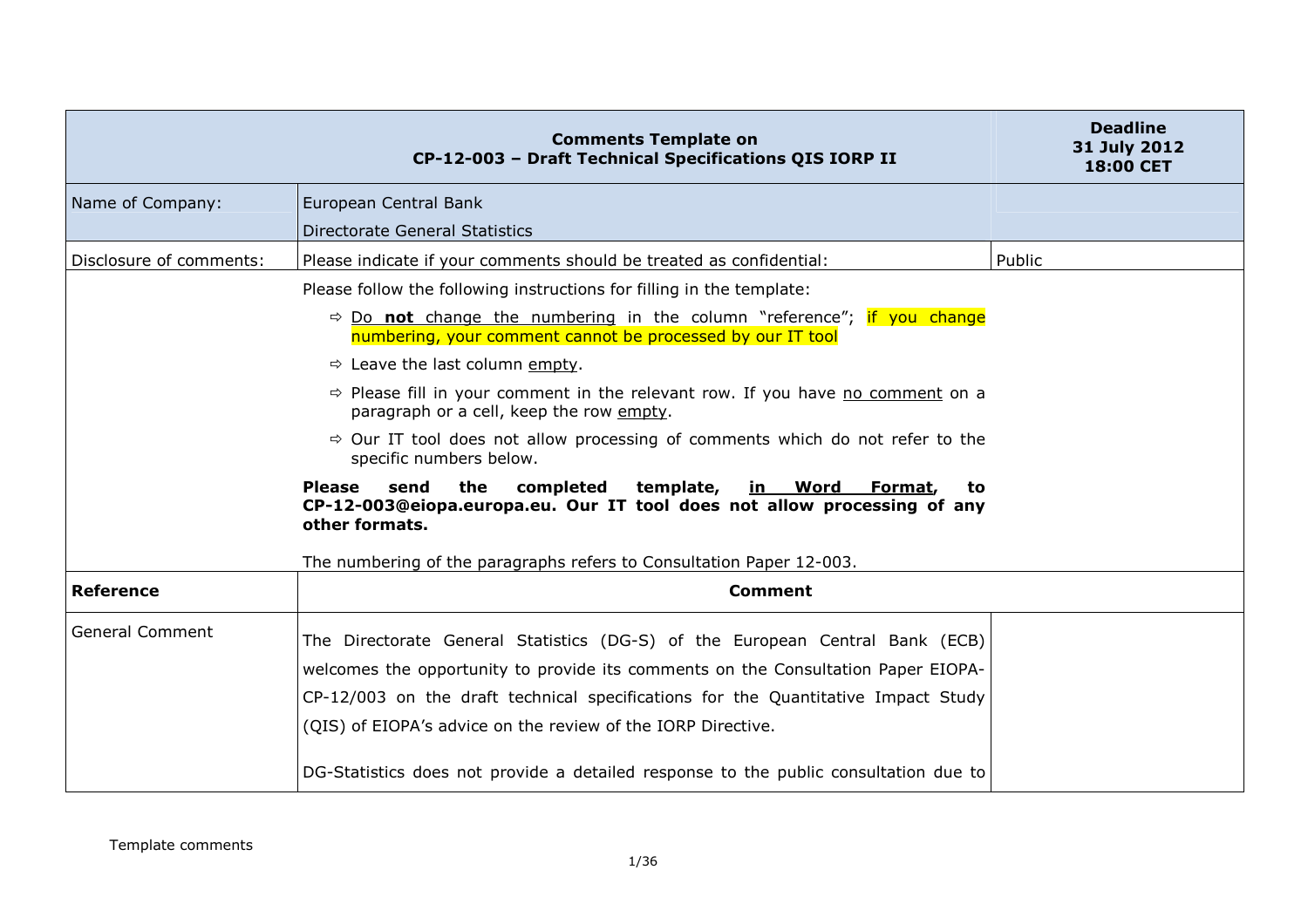| Comments Template on CP-12-003 – Draft Technical Specifications QIS IORP II | | Deadline 31 July 2012 18:00 CET |
|---|---|---|
| Name of Company: | European Central Bank<br>Directorate General Statistics | |
| Disclosure of comments: | Please indicate if your comments should be treated as confidential: | Public |
| | Please follow the following instructions for filling in the template:<br>⇨ Do **not** change the numbering in the column "reference"; if you change numbering, your comment cannot be processed by our IT tool<br>⇨ Leave the last column empty.<br>⇨ Please fill in your comment in the relevant row. If you have no comment on a paragraph or a cell, keep the row empty.<br>⇨ Our IT tool does not allow processing of comments which do not refer to the specific numbers below.<br>**Please send the completed template, in Word Format, to CP-12-003@eiopa.europa.eu. Our IT tool does not allow processing of any other formats.**<br>The numbering of the paragraphs refers to Consultation Paper 12-003. | |
| **Reference** | **Comment** | |
| General Comment | The Directorate General Statistics (DG-S) of the European Central Bank (ECB) welcomes the opportunity to provide its comments on the Consultation Paper EIOPA-CP-12/003 on the draft technical specifications for the Quantitative Impact Study (QIS) of EIOPA's advice on the review of the IORP Directive.<br><br>DG-Statistics does not provide a detailed response to the public consultation due to | |

Template comments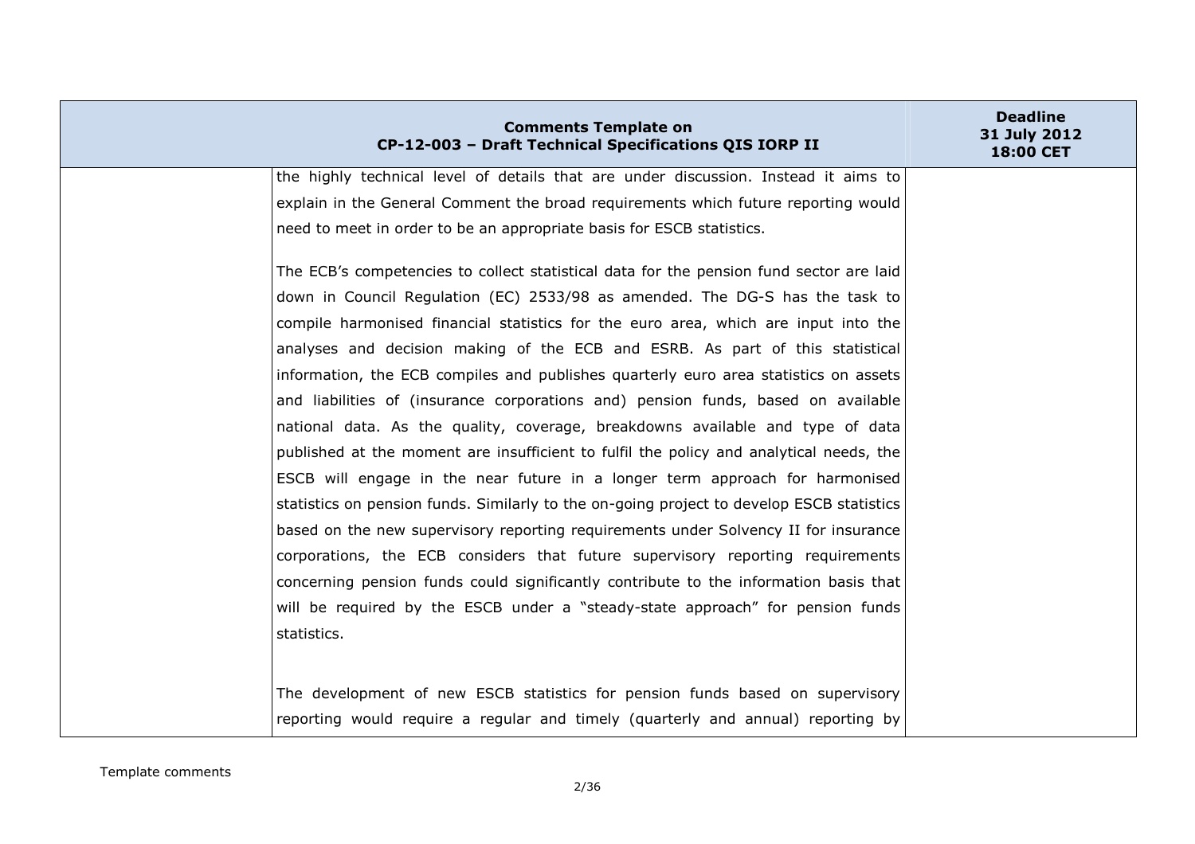| | | |
|---|---|---|
| | the highly technical level of details that are under discussion. Instead it aims to explain in the General Comment the broad requirements which future reporting would need to meet in order to be an appropriate basis for ESCB statistics.<br><br>The ECB's competencies to collect statistical data for the pension fund sector are laid down in Council Regulation (EC) 2533/98 as amended. The DG-S has the task to compile harmonised financial statistics for the euro area, which are input into the analyses and decision making of the ECB and ESRB. As part of this statistical information, the ECB compiles and publishes quarterly euro area statistics on assets and liabilities of (insurance corporations and) pension funds, based on available national data. As the quality, coverage, breakdowns available and type of data published at the moment are insufficient to fulfil the policy and analytical needs, the ESCB will engage in the near future in a longer term approach for harmonised statistics on pension funds. Similarly to the on-going project to develop ESCB statistics based on the new supervisory reporting requirements under Solvency II for insurance corporations, the ECB considers that future supervisory reporting requirements concerning pension funds could significantly contribute to the information basis that will be required by the ESCB under a "steady-state approach" for pension funds statistics.<br><br>The development of new ESCB statistics for pension funds based on supervisory reporting would require a regular and timely (quarterly and annual) reporting by | |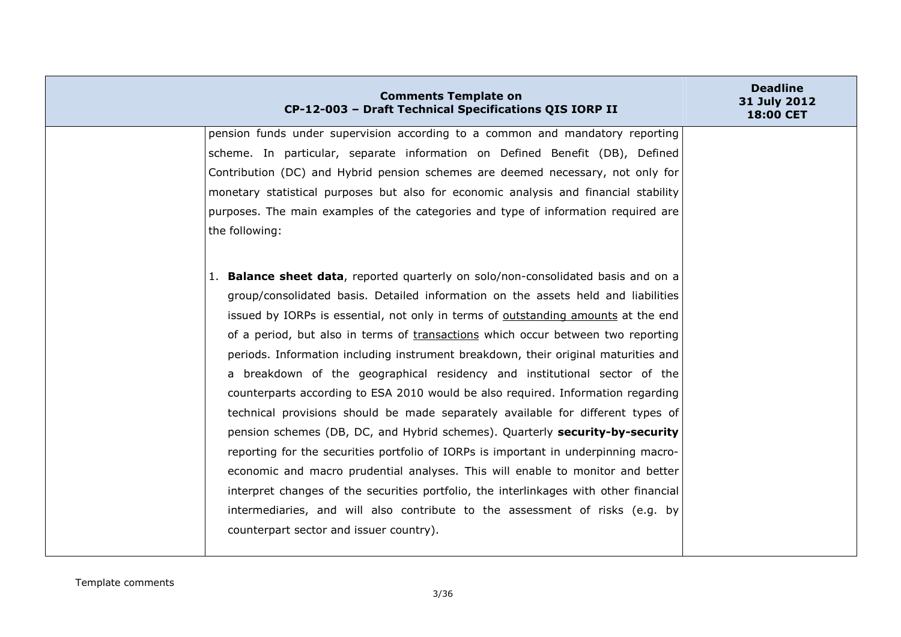| Comments Template on CP-12-003 – Draft Technical Specifications QIS IORP II | | Deadline 31 July 2012 18:00 CET |
|---|---|---|
| | pension funds under supervision according to a common and mandatory reporting scheme. In particular, separate information on Defined Benefit (DB), Defined Contribution (DC) and Hybrid pension schemes are deemed necessary, not only for monetary statistical purposes but also for economic analysis and financial stability purposes. The main examples of the categories and type of information required are the following:<br><br>1. **Balance sheet data**, reported quarterly on solo/non-consolidated basis and on a group/consolidated basis. Detailed information on the assets held and liabilities issued by IORPs is essential, not only in terms of <u>outstanding amounts</u> at the end of a period, but also in terms of <u>transactions</u> which occur between two reporting periods. Information including instrument breakdown, their original maturities and a breakdown of the geographical residency and institutional sector of the counterparts according to ESA 2010 would be also required. Information regarding technical provisions should be made separately available for different types of pension schemes (DB, DC, and Hybrid schemes). Quarterly **security-by-security** reporting for the securities portfolio of IORPs is important in underpinning macro-economic and macro prudential analyses. This will enable to monitor and better interpret changes of the securities portfolio, the interlinkages with other financial intermediaries, and will also contribute to the assessment of risks (e.g. by counterpart sector and issuer country). | |

Template comments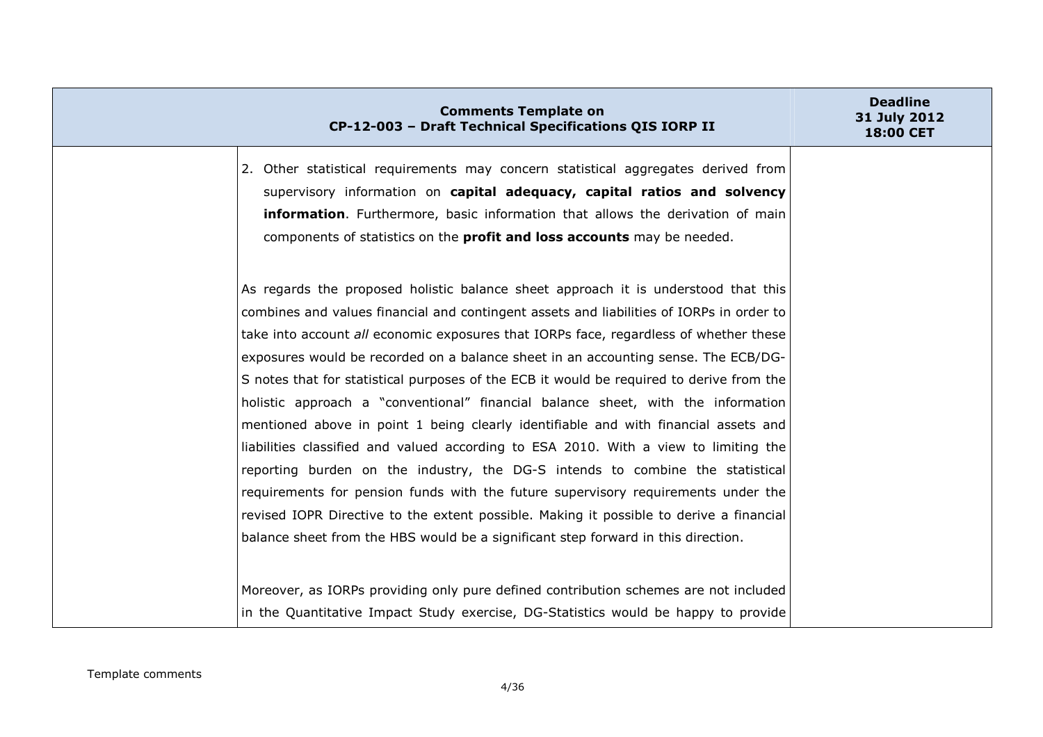| | Comments Template on CP-12-003 – Draft Technical Specifications QIS IORP II | Deadline 31 July 2012 18:00 CET |
|---|---|---|
| | 2. Other statistical requirements may concern statistical aggregates derived from supervisory information on **capital adequacy, capital ratios and solvency information**. Furthermore, basic information that allows the derivation of main components of statistics on the **profit and loss accounts** may be needed.<br><br>As regards the proposed holistic balance sheet approach it is understood that this combines and values financial and contingent assets and liabilities of IORPs in order to take into account *all* economic exposures that IORPs face, regardless of whether these exposures would be recorded on a balance sheet in an accounting sense. The ECB/DG-S notes that for statistical purposes of the ECB it would be required to derive from the holistic approach a "conventional" financial balance sheet, with the information mentioned above in point 1 being clearly identifiable and with financial assets and liabilities classified and valued according to ESA 2010. With a view to limiting the reporting burden on the industry, the DG-S intends to combine the statistical requirements for pension funds with the future supervisory requirements under the revised IOPR Directive to the extent possible. Making it possible to derive a financial balance sheet from the HBS would be a significant step forward in this direction.<br><br>Moreover, as IORPs providing only pure defined contribution schemes are not included in the Quantitative Impact Study exercise, DG-Statistics would be happy to provide | |

Template comments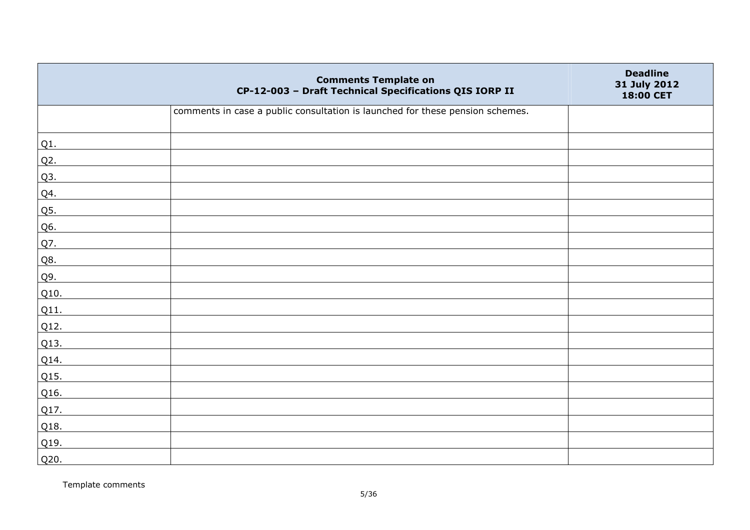| Comments Template on CP-12-003 – Draft Technical Specifications QIS IORP II | | Deadline 31 July 2012 18:00 CET |
|---|---|---|
| | comments in case a public consultation is launched for these pension schemes. | |
| Q1. | | |
| Q2. | | |
| Q3. | | |
| Q4. | | |
| Q5. | | |
| Q6. | | |
| Q7. | | |
| Q8. | | |
| Q9. | | |
| Q10. | | |
| Q11. | | |
| Q12. | | |
| Q13. | | |
| Q14. | | |
| Q15. | | |
| Q16. | | |
| Q17. | | |
| Q18. | | |
| Q19. | | |
| Q20. | | |

Template comments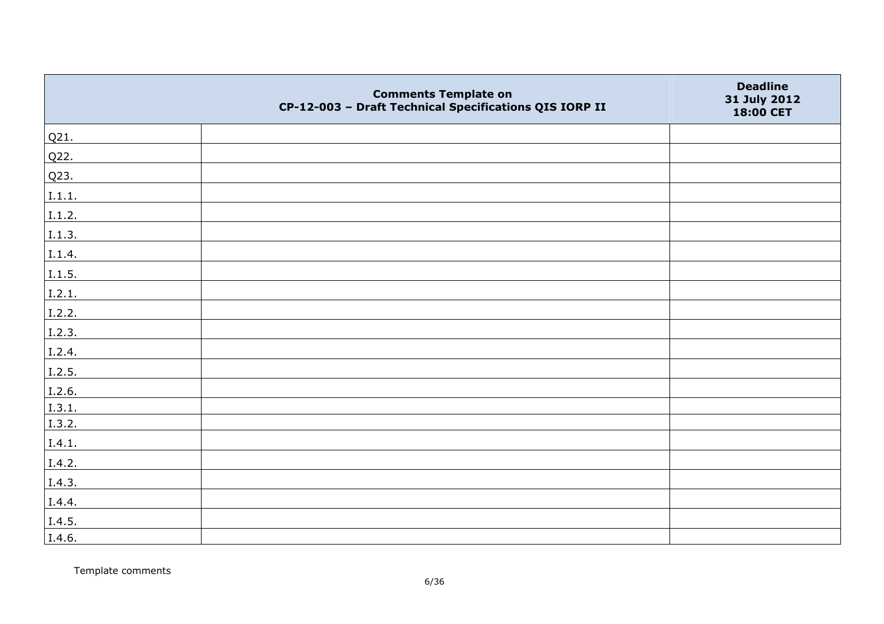| | Comments Template on CP-12-003 – Draft Technical Specifications QIS IORP II | Deadline 31 July 2012 18:00 CET |
|---|---|---|
| Q21. | | |
| Q22. | | |
| Q23. | | |
| I.1.1. | | |
| I.1.2. | | |
| I.1.3. | | |
| I.1.4. | | |
| I.1.5. | | |
| I.2.1. | | |
| I.2.2. | | |
| I.2.3. | | |
| I.2.4. | | |
| I.2.5. | | |
| I.2.6. | | |
| I.3.1. | | |
| I.3.2. | | |
| I.4.1. | | |
| I.4.2. | | |
| I.4.3. | | |
| I.4.4. | | |
| I.4.5. | | |
| I.4.6. | | |

Template comments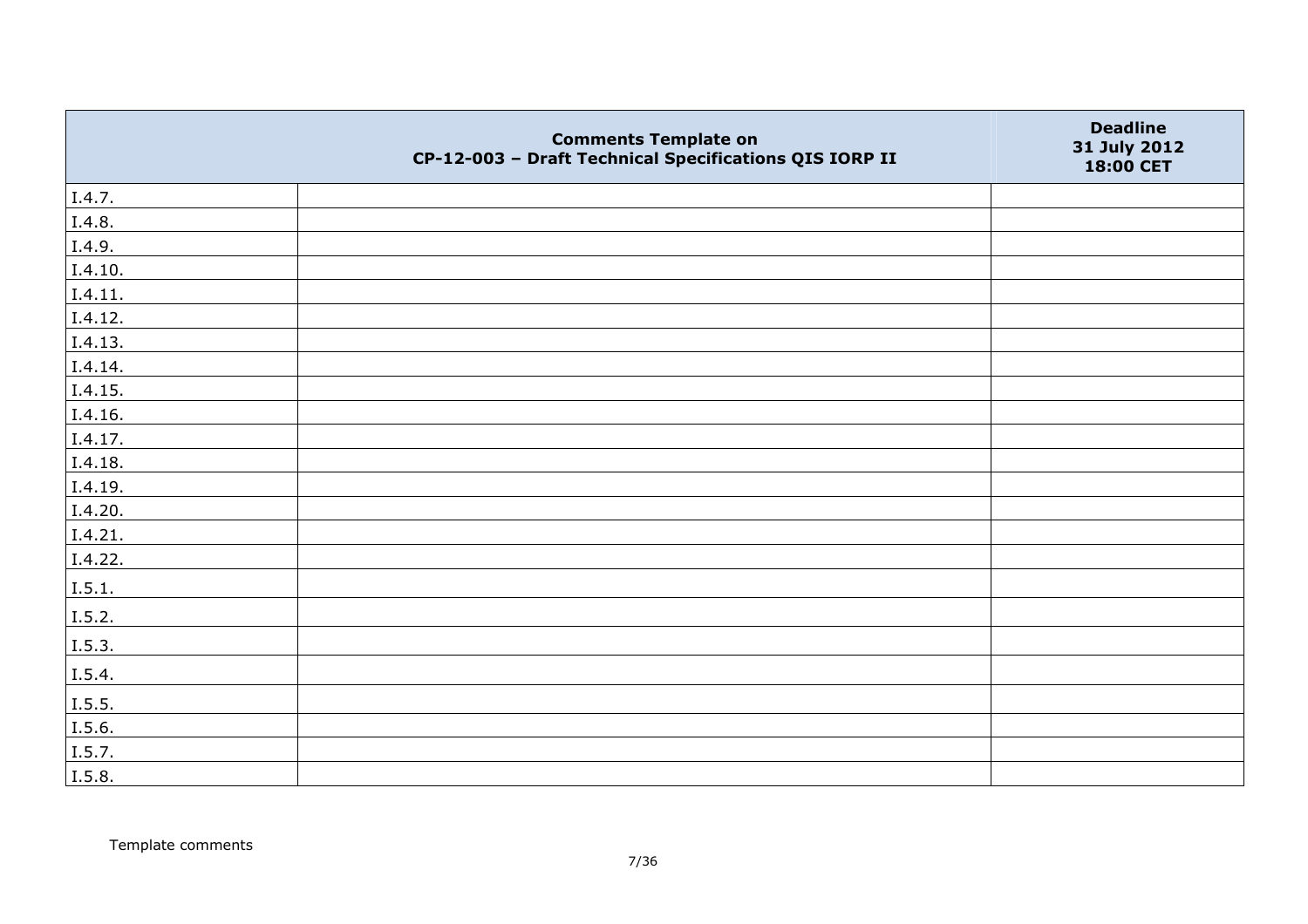| | Comments Template on CP-12-003 – Draft Technical Specifications QIS IORP II | Deadline 31 July 2012 18:00 CET |
|---|---|---|
| I.4.7. | | |
| I.4.8. | | |
| I.4.9. | | |
| I.4.10. | | |
| I.4.11. | | |
| I.4.12. | | |
| I.4.13. | | |
| I.4.14. | | |
| I.4.15. | | |
| I.4.16. | | |
| I.4.17. | | |
| I.4.18. | | |
| I.4.19. | | |
| I.4.20. | | |
| I.4.21. | | |
| I.4.22. | | |
| I.5.1. | | |
| I.5.2. | | |
| I.5.3. | | |
| I.5.4. | | |
| I.5.5. | | |
| I.5.6. | | |
| I.5.7. | | |
| I.5.8. | | |

Template comments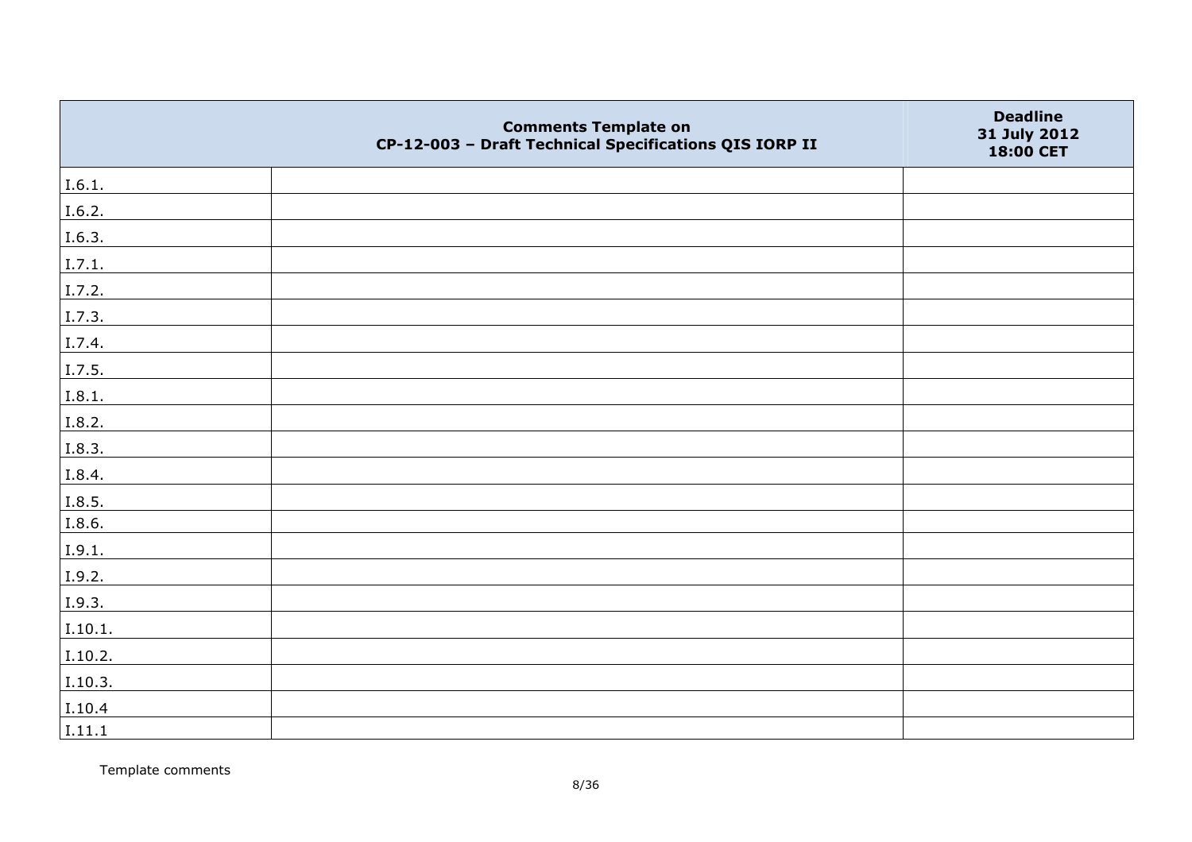| | Comments Template on CP-12-003 – Draft Technical Specifications QIS IORP II | Deadline 31 July 2012 18:00 CET |
|---|---|---|
| I.6.1. | | |
| I.6.2. | | |
| I.6.3. | | |
| I.7.1. | | |
| I.7.2. | | |
| I.7.3. | | |
| I.7.4. | | |
| I.7.5. | | |
| I.8.1. | | |
| I.8.2. | | |
| I.8.3. | | |
| I.8.4. | | |
| I.8.5. | | |
| I.8.6. | | |
| I.9.1. | | |
| I.9.2. | | |
| I.9.3. | | |
| I.10.1. | | |
| I.10.2. | | |
| I.10.3. | | |
| I.10.4 | | |
| I.11.1 | | |

Template comments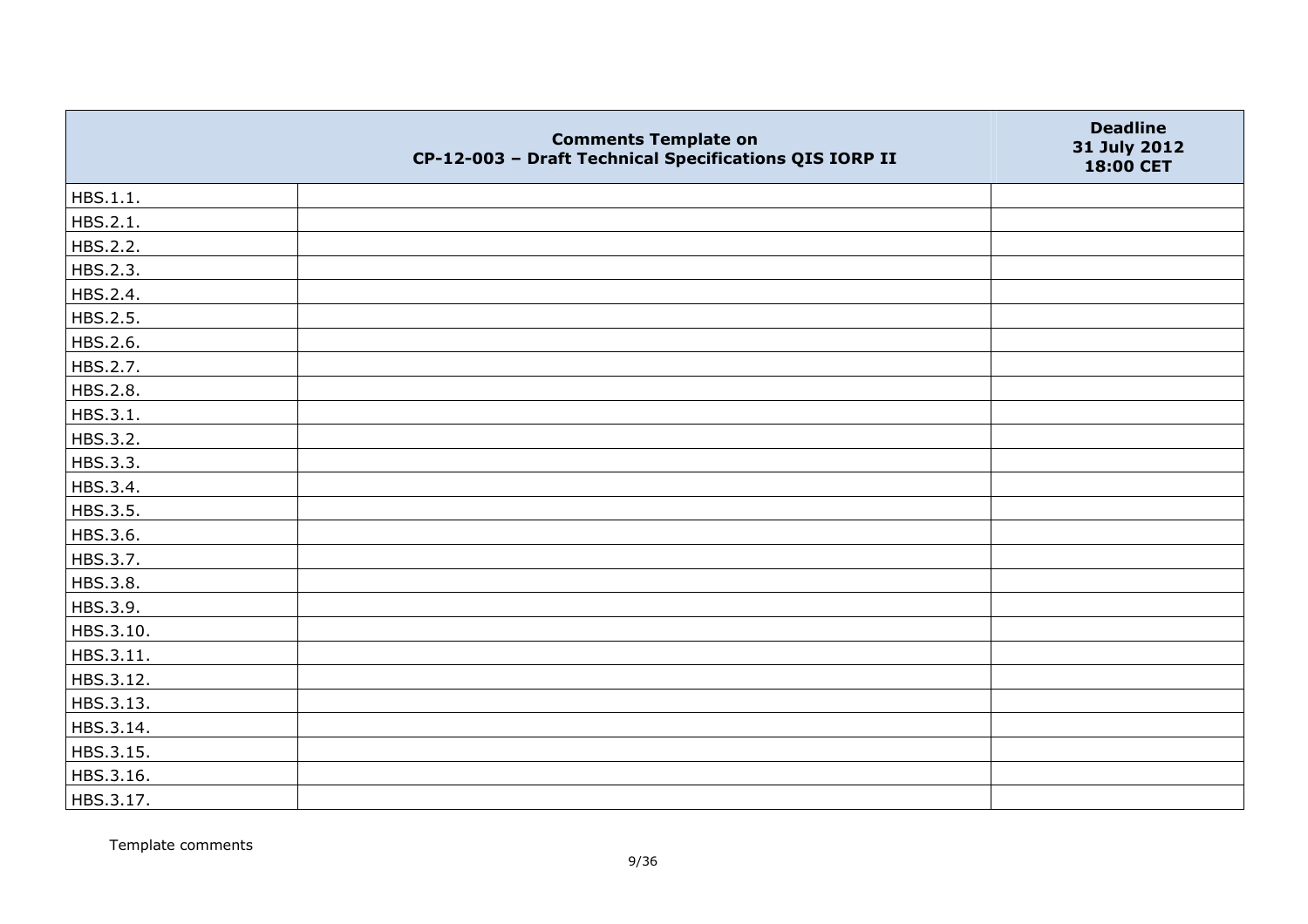| | Comments Template on CP-12-003 – Draft Technical Specifications QIS IORP II | Deadline 31 July 2012 18:00 CET |
|---|---|---|
| HBS.1.1. | | |
| HBS.2.1. | | |
| HBS.2.2. | | |
| HBS.2.3. | | |
| HBS.2.4. | | |
| HBS.2.5. | | |
| HBS.2.6. | | |
| HBS.2.7. | | |
| HBS.2.8. | | |
| HBS.3.1. | | |
| HBS.3.2. | | |
| HBS.3.3. | | |
| HBS.3.4. | | |
| HBS.3.5. | | |
| HBS.3.6. | | |
| HBS.3.7. | | |
| HBS.3.8. | | |
| HBS.3.9. | | |
| HBS.3.10. | | |
| HBS.3.11. | | |
| HBS.3.12. | | |
| HBS.3.13. | | |
| HBS.3.14. | | |
| HBS.3.15. | | |
| HBS.3.16. | | |
| HBS.3.17. | | |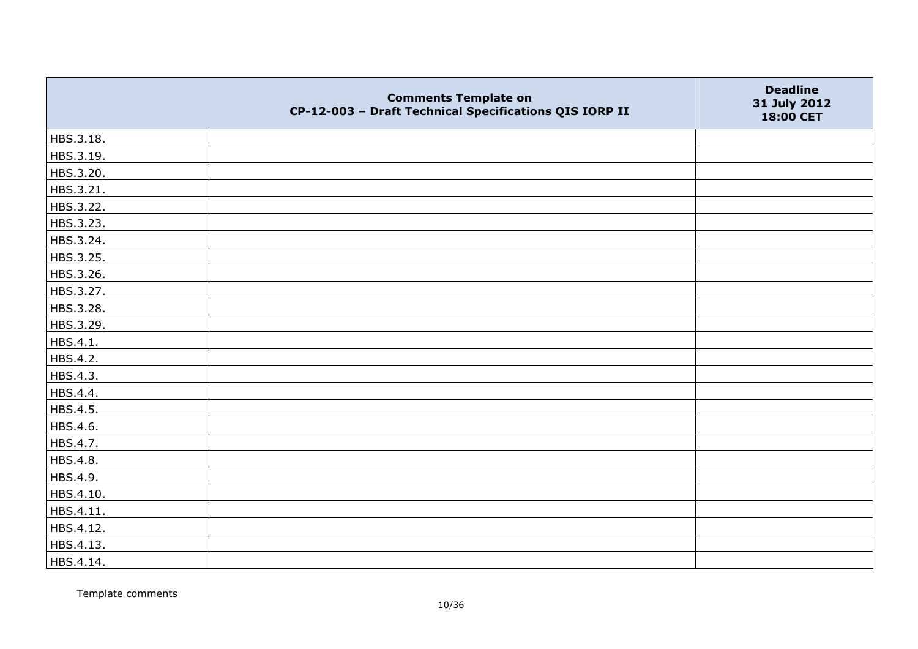|  | Comments Template on CP-12-003 – Draft Technical Specifications QIS IORP II | Deadline 31 July 2012 18:00 CET |
|---|---|---|
| HBS.3.18. |  |  |
| HBS.3.19. |  |  |
| HBS.3.20. |  |  |
| HBS.3.21. |  |  |
| HBS.3.22. |  |  |
| HBS.3.23. |  |  |
| HBS.3.24. |  |  |
| HBS.3.25. |  |  |
| HBS.3.26. |  |  |
| HBS.3.27. |  |  |
| HBS.3.28. |  |  |
| HBS.3.29. |  |  |
| HBS.4.1. |  |  |
| HBS.4.2. |  |  |
| HBS.4.3. |  |  |
| HBS.4.4. |  |  |
| HBS.4.5. |  |  |
| HBS.4.6. |  |  |
| HBS.4.7. |  |  |
| HBS.4.8. |  |  |
| HBS.4.9. |  |  |
| HBS.4.10. |  |  |
| HBS.4.11. |  |  |
| HBS.4.12. |  |  |
| HBS.4.13. |  |  |
| HBS.4.14. |  |  |

Template comments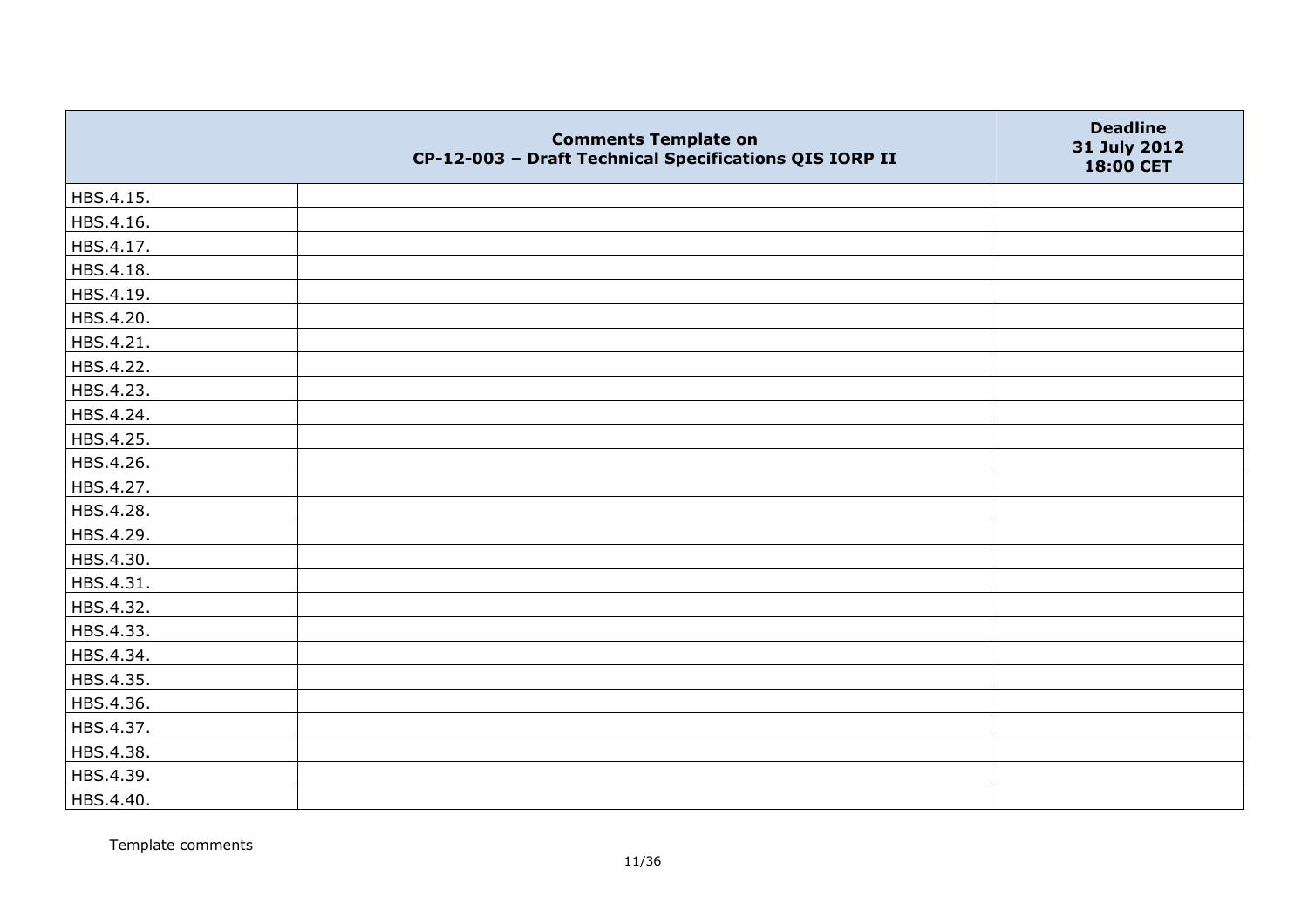|  | Comments Template on CP-12-003 – Draft Technical Specifications QIS IORP II | Deadline 31 July 2012 18:00 CET |
|---|---|---|
| HBS.4.15. |  |  |
| HBS.4.16. |  |  |
| HBS.4.17. |  |  |
| HBS.4.18. |  |  |
| HBS.4.19. |  |  |
| HBS.4.20. |  |  |
| HBS.4.21. |  |  |
| HBS.4.22. |  |  |
| HBS.4.23. |  |  |
| HBS.4.24. |  |  |
| HBS.4.25. |  |  |
| HBS.4.26. |  |  |
| HBS.4.27. |  |  |
| HBS.4.28. |  |  |
| HBS.4.29. |  |  |
| HBS.4.30. |  |  |
| HBS.4.31. |  |  |
| HBS.4.32. |  |  |
| HBS.4.33. |  |  |
| HBS.4.34. |  |  |
| HBS.4.35. |  |  |
| HBS.4.36. |  |  |
| HBS.4.37. |  |  |
| HBS.4.38. |  |  |
| HBS.4.39. |  |  |
| HBS.4.40. |  |  |

Template comments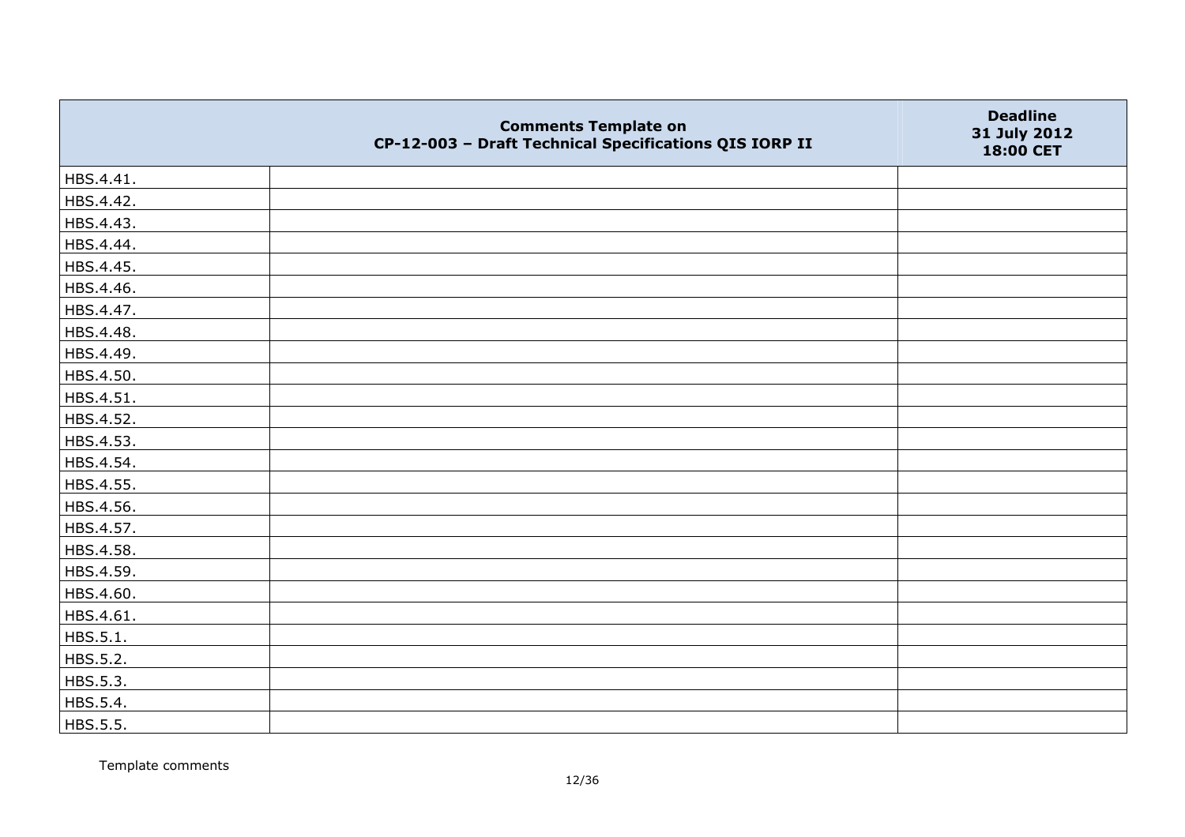| | Comments Template on CP-12-003 – Draft Technical Specifications QIS IORP II | Deadline 31 July 2012 18:00 CET |
|---|---|---|
| HBS.4.41. | | |
| HBS.4.42. | | |
| HBS.4.43. | | |
| HBS.4.44. | | |
| HBS.4.45. | | |
| HBS.4.46. | | |
| HBS.4.47. | | |
| HBS.4.48. | | |
| HBS.4.49. | | |
| HBS.4.50. | | |
| HBS.4.51. | | |
| HBS.4.52. | | |
| HBS.4.53. | | |
| HBS.4.54. | | |
| HBS.4.55. | | |
| HBS.4.56. | | |
| HBS.4.57. | | |
| HBS.4.58. | | |
| HBS.4.59. | | |
| HBS.4.60. | | |
| HBS.4.61. | | |
| HBS.5.1. | | |
| HBS.5.2. | | |
| HBS.5.3. | | |
| HBS.5.4. | | |
| HBS.5.5. | | |

Template comments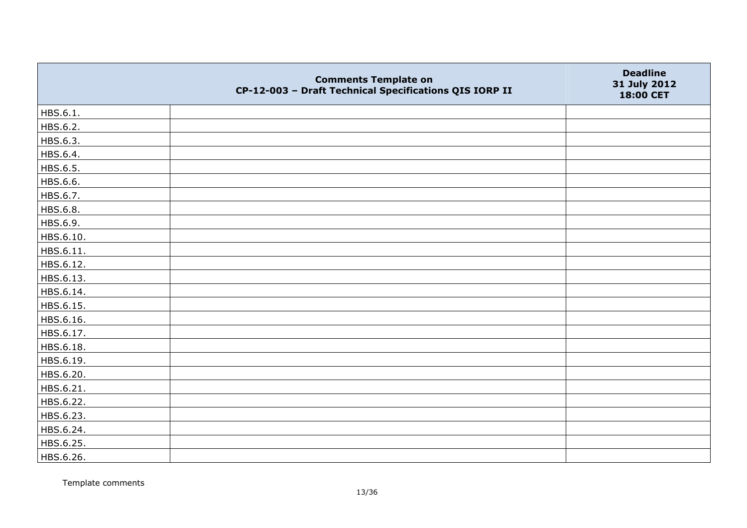| | Comments Template on CP-12-003 – Draft Technical Specifications QIS IORP II | Deadline 31 July 2012 18:00 CET |
|---|---|---|
| HBS.6.1. | | |
| HBS.6.2. | | |
| HBS.6.3. | | |
| HBS.6.4. | | |
| HBS.6.5. | | |
| HBS.6.6. | | |
| HBS.6.7. | | |
| HBS.6.8. | | |
| HBS.6.9. | | |
| HBS.6.10. | | |
| HBS.6.11. | | |
| HBS.6.12. | | |
| HBS.6.13. | | |
| HBS.6.14. | | |
| HBS.6.15. | | |
| HBS.6.16. | | |
| HBS.6.17. | | |
| HBS.6.18. | | |
| HBS.6.19. | | |
| HBS.6.20. | | |
| HBS.6.21. | | |
| HBS.6.22. | | |
| HBS.6.23. | | |
| HBS.6.24. | | |
| HBS.6.25. | | |
| HBS.6.26. | | |

Template comments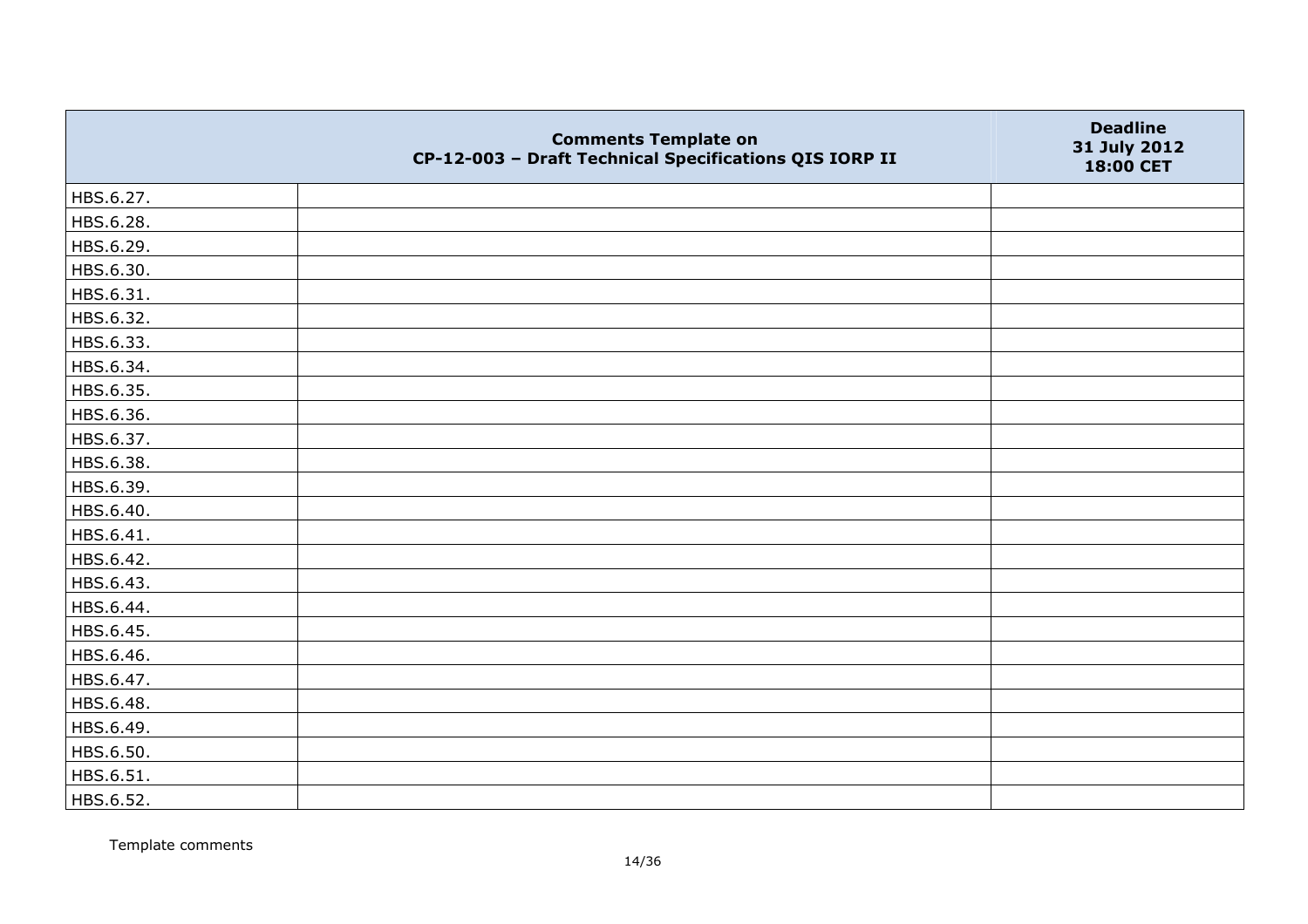| | Comments Template on CP-12-003 – Draft Technical Specifications QIS IORP II | Deadline 31 July 2012 18:00 CET |
|---|---|---|
| HBS.6.27. | | |
| HBS.6.28. | | |
| HBS.6.29. | | |
| HBS.6.30. | | |
| HBS.6.31. | | |
| HBS.6.32. | | |
| HBS.6.33. | | |
| HBS.6.34. | | |
| HBS.6.35. | | |
| HBS.6.36. | | |
| HBS.6.37. | | |
| HBS.6.38. | | |
| HBS.6.39. | | |
| HBS.6.40. | | |
| HBS.6.41. | | |
| HBS.6.42. | | |
| HBS.6.43. | | |
| HBS.6.44. | | |
| HBS.6.45. | | |
| HBS.6.46. | | |
| HBS.6.47. | | |
| HBS.6.48. | | |
| HBS.6.49. | | |
| HBS.6.50. | | |
| HBS.6.51. | | |
| HBS.6.52. | | |

Template comments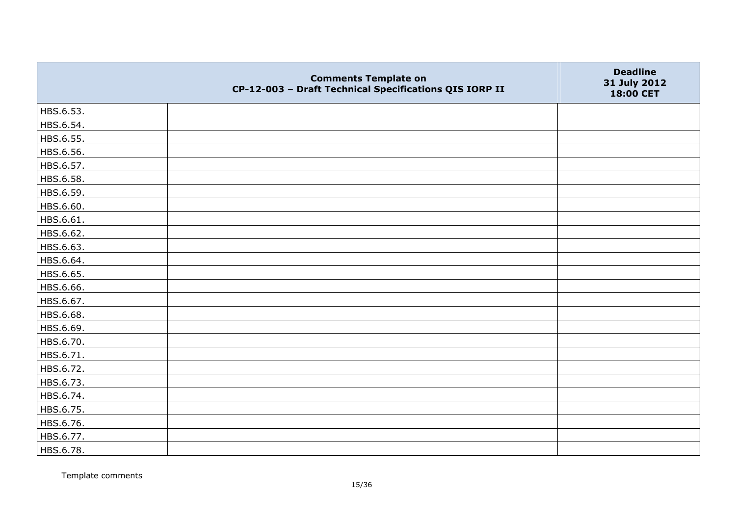|  | Comments Template on CP-12-003 – Draft Technical Specifications QIS IORP II | Deadline 31 July 2012 18:00 CET |
|---|---|---|
| HBS.6.53. |  |  |
| HBS.6.54. |  |  |
| HBS.6.55. |  |  |
| HBS.6.56. |  |  |
| HBS.6.57. |  |  |
| HBS.6.58. |  |  |
| HBS.6.59. |  |  |
| HBS.6.60. |  |  |
| HBS.6.61. |  |  |
| HBS.6.62. |  |  |
| HBS.6.63. |  |  |
| HBS.6.64. |  |  |
| HBS.6.65. |  |  |
| HBS.6.66. |  |  |
| HBS.6.67. |  |  |
| HBS.6.68. |  |  |
| HBS.6.69. |  |  |
| HBS.6.70. |  |  |
| HBS.6.71. |  |  |
| HBS.6.72. |  |  |
| HBS.6.73. |  |  |
| HBS.6.74. |  |  |
| HBS.6.75. |  |  |
| HBS.6.76. |  |  |
| HBS.6.77. |  |  |
| HBS.6.78. |  |  |

Template comments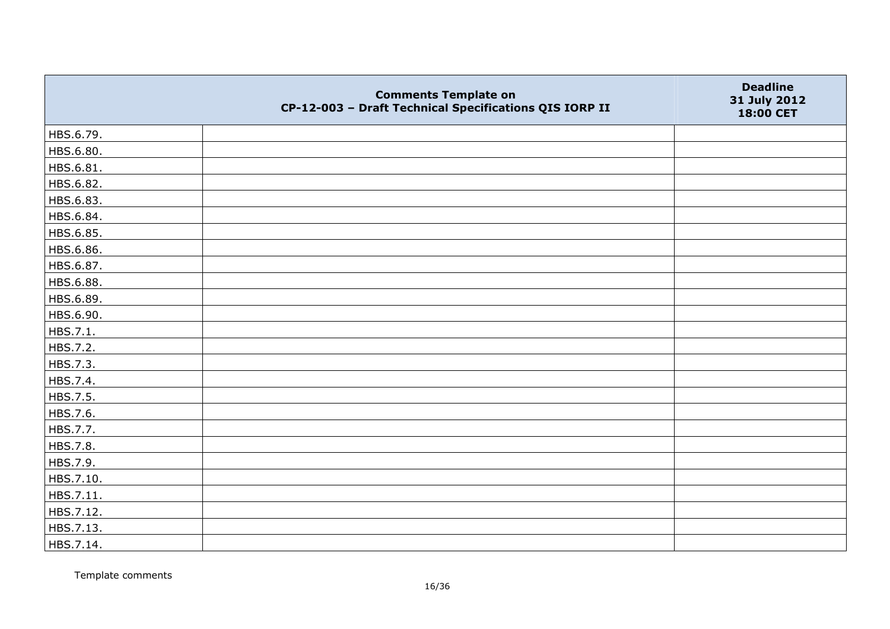| | Comments Template on CP-12-003 – Draft Technical Specifications QIS IORP II | Deadline 31 July 2012 18:00 CET |
|---|---|---|
| HBS.6.79. | | |
| HBS.6.80. | | |
| HBS.6.81. | | |
| HBS.6.82. | | |
| HBS.6.83. | | |
| HBS.6.84. | | |
| HBS.6.85. | | |
| HBS.6.86. | | |
| HBS.6.87. | | |
| HBS.6.88. | | |
| HBS.6.89. | | |
| HBS.6.90. | | |
| HBS.7.1. | | |
| HBS.7.2. | | |
| HBS.7.3. | | |
| HBS.7.4. | | |
| HBS.7.5. | | |
| HBS.7.6. | | |
| HBS.7.7. | | |
| HBS.7.8. | | |
| HBS.7.9. | | |
| HBS.7.10. | | |
| HBS.7.11. | | |
| HBS.7.12. | | |
| HBS.7.13. | | |
| HBS.7.14. | | |

Template comments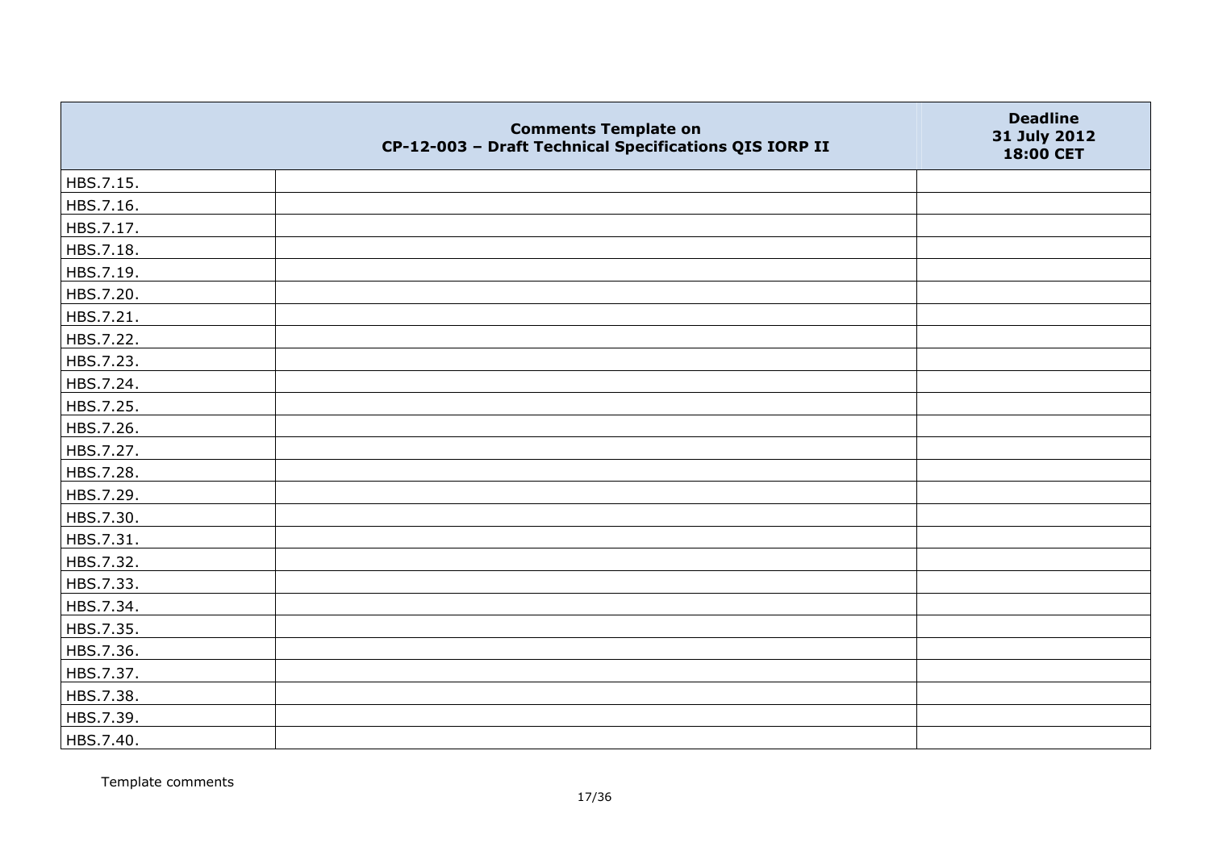| | Comments Template on CP-12-003 – Draft Technical Specifications QIS IORP II | Deadline 31 July 2012 18:00 CET |
|---|---|---|
| HBS.7.15. | | |
| HBS.7.16. | | |
| HBS.7.17. | | |
| HBS.7.18. | | |
| HBS.7.19. | | |
| HBS.7.20. | | |
| HBS.7.21. | | |
| HBS.7.22. | | |
| HBS.7.23. | | |
| HBS.7.24. | | |
| HBS.7.25. | | |
| HBS.7.26. | | |
| HBS.7.27. | | |
| HBS.7.28. | | |
| HBS.7.29. | | |
| HBS.7.30. | | |
| HBS.7.31. | | |
| HBS.7.32. | | |
| HBS.7.33. | | |
| HBS.7.34. | | |
| HBS.7.35. | | |
| HBS.7.36. | | |
| HBS.7.37. | | |
| HBS.7.38. | | |
| HBS.7.39. | | |
| HBS.7.40. | | |

Template comments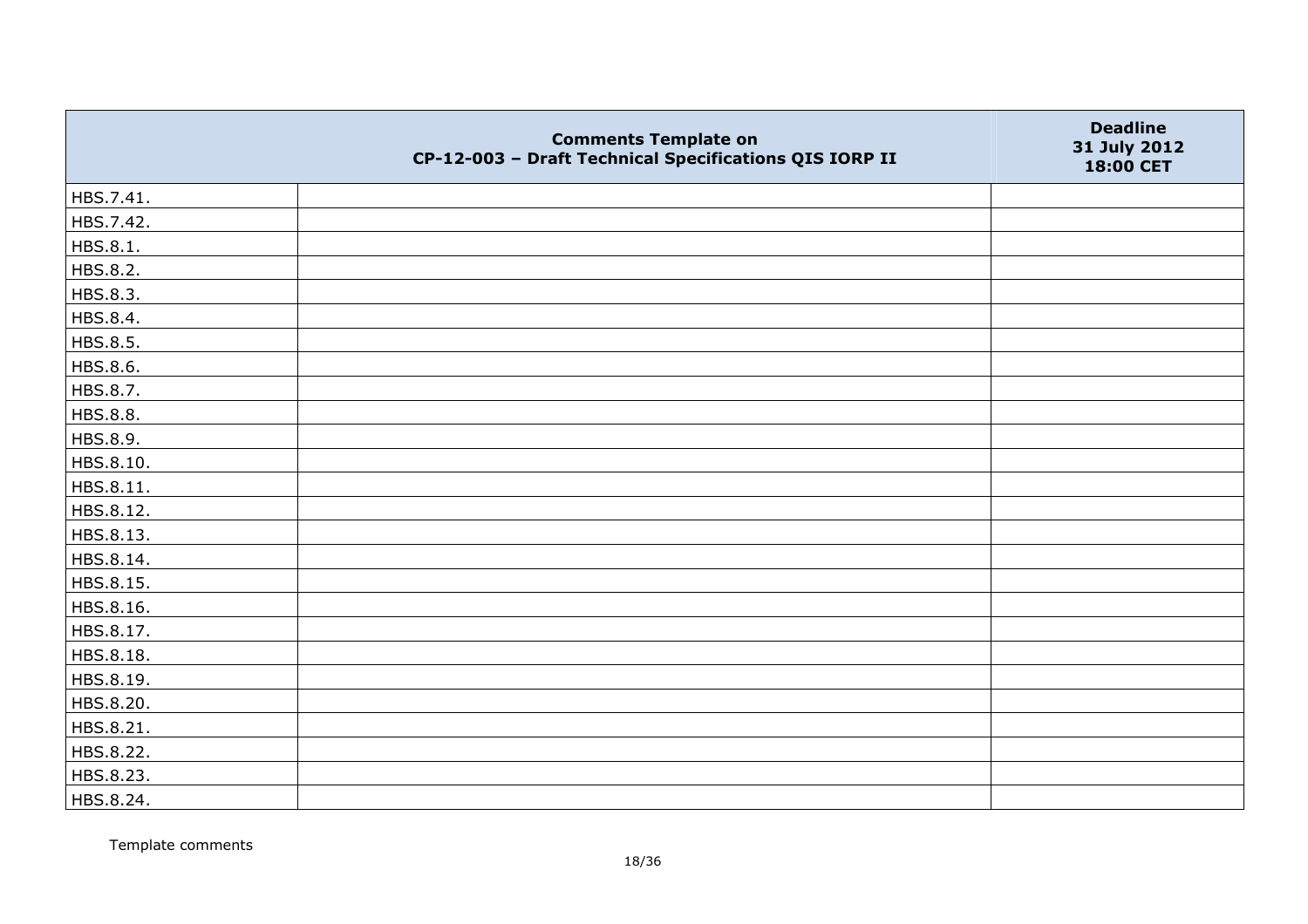| | Comments Template on CP-12-003 – Draft Technical Specifications QIS IORP II | Deadline 31 July 2012 18:00 CET |
|---|---|---|
| HBS.7.41. | | |
| HBS.7.42. | | |
| HBS.8.1. | | |
| HBS.8.2. | | |
| HBS.8.3. | | |
| HBS.8.4. | | |
| HBS.8.5. | | |
| HBS.8.6. | | |
| HBS.8.7. | | |
| HBS.8.8. | | |
| HBS.8.9. | | |
| HBS.8.10. | | |
| HBS.8.11. | | |
| HBS.8.12. | | |
| HBS.8.13. | | |
| HBS.8.14. | | |
| HBS.8.15. | | |
| HBS.8.16. | | |
| HBS.8.17. | | |
| HBS.8.18. | | |
| HBS.8.19. | | |
| HBS.8.20. | | |
| HBS.8.21. | | |
| HBS.8.22. | | |
| HBS.8.23. | | |
| HBS.8.24. | | |

Template comments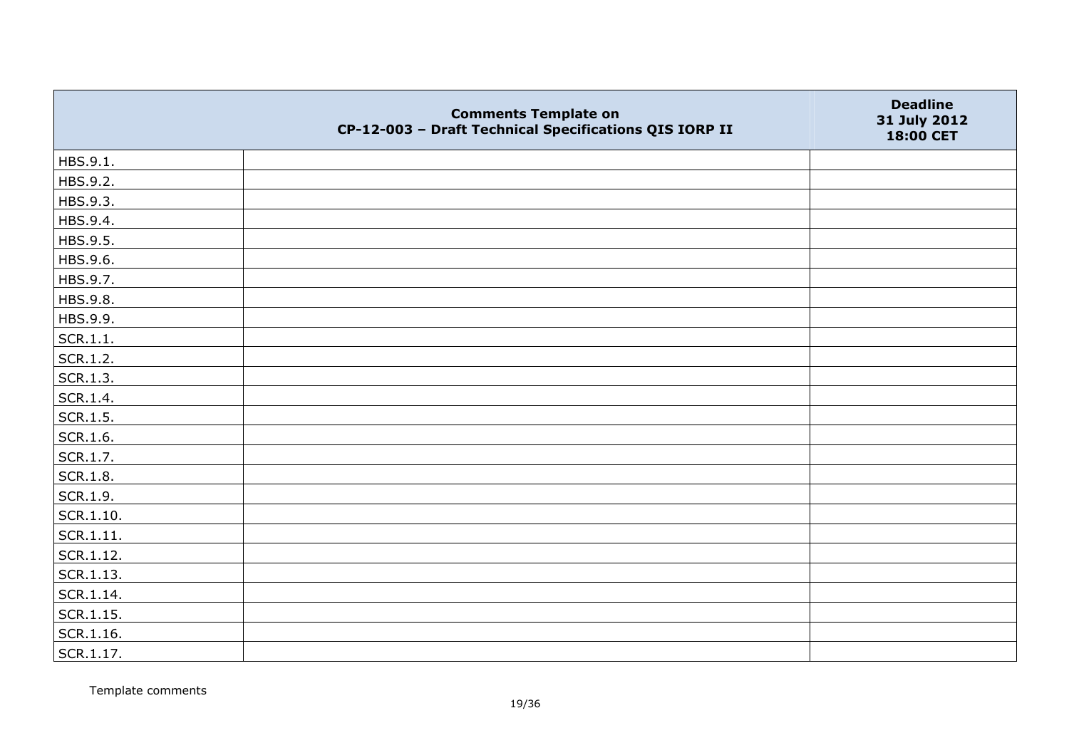| | Comments Template on CP-12-003 – Draft Technical Specifications QIS IORP II | Deadline 31 July 2012 18:00 CET |
|---|---|---|
| HBS.9.1. | | |
| HBS.9.2. | | |
| HBS.9.3. | | |
| HBS.9.4. | | |
| HBS.9.5. | | |
| HBS.9.6. | | |
| HBS.9.7. | | |
| HBS.9.8. | | |
| HBS.9.9. | | |
| SCR.1.1. | | |
| SCR.1.2. | | |
| SCR.1.3. | | |
| SCR.1.4. | | |
| SCR.1.5. | | |
| SCR.1.6. | | |
| SCR.1.7. | | |
| SCR.1.8. | | |
| SCR.1.9. | | |
| SCR.1.10. | | |
| SCR.1.11. | | |
| SCR.1.12. | | |
| SCR.1.13. | | |
| SCR.1.14. | | |
| SCR.1.15. | | |
| SCR.1.16. | | |
| SCR.1.17. | | |

Template comments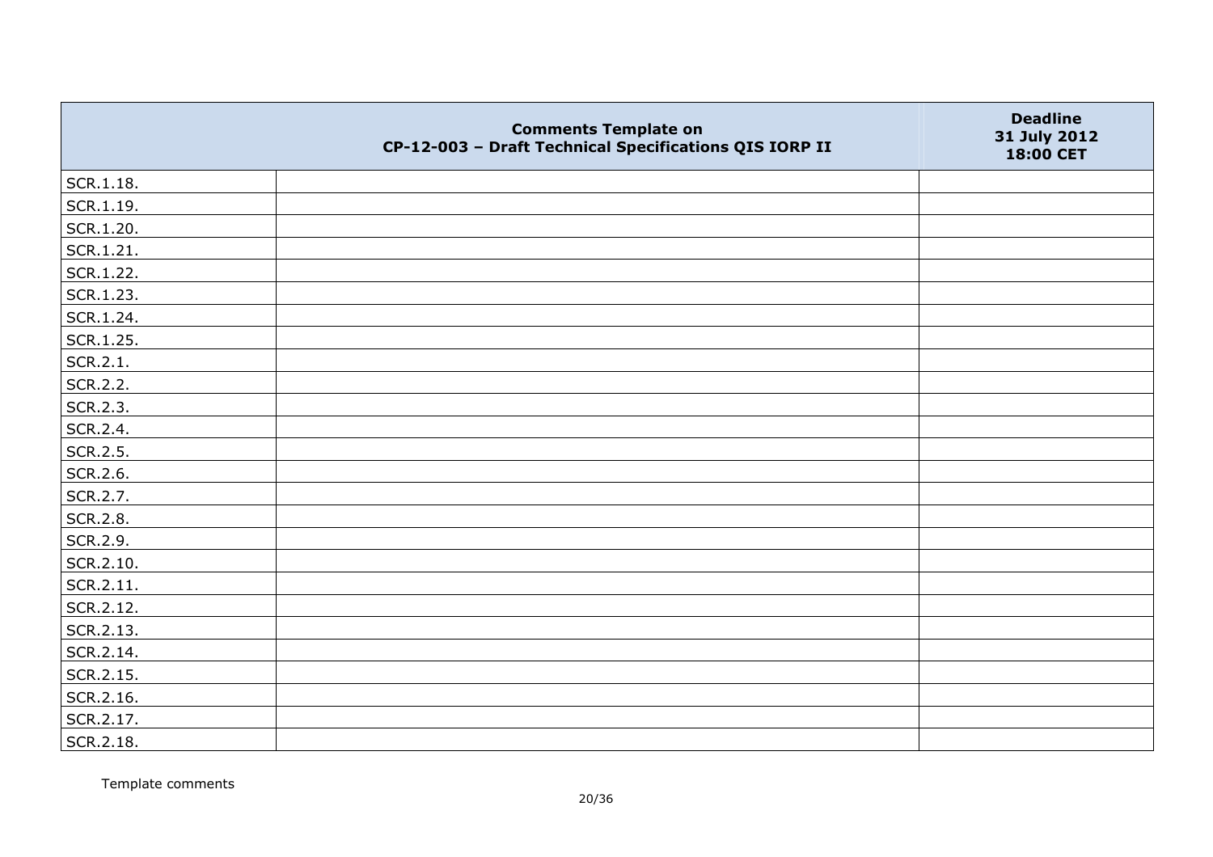| | Comments Template on CP-12-003 – Draft Technical Specifications QIS IORP II | Deadline 31 July 2012 18:00 CET |
|---|---|---|
| SCR.1.18. | | |
| SCR.1.19. | | |
| SCR.1.20. | | |
| SCR.1.21. | | |
| SCR.1.22. | | |
| SCR.1.23. | | |
| SCR.1.24. | | |
| SCR.1.25. | | |
| SCR.2.1. | | |
| SCR.2.2. | | |
| SCR.2.3. | | |
| SCR.2.4. | | |
| SCR.2.5. | | |
| SCR.2.6. | | |
| SCR.2.7. | | |
| SCR.2.8. | | |
| SCR.2.9. | | |
| SCR.2.10. | | |
| SCR.2.11. | | |
| SCR.2.12. | | |
| SCR.2.13. | | |
| SCR.2.14. | | |
| SCR.2.15. | | |
| SCR.2.16. | | |
| SCR.2.17. | | |
| SCR.2.18. | | |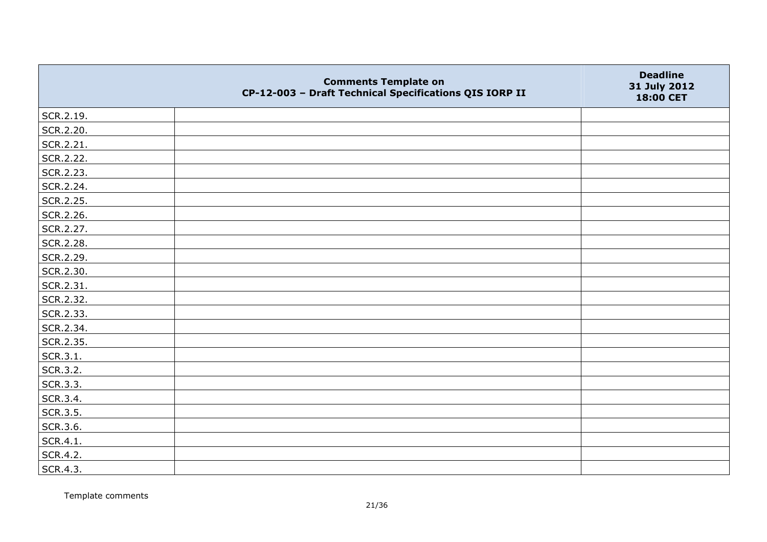| | Comments Template on CP-12-003 – Draft Technical Specifications QIS IORP II | Deadline 31 July 2012 18:00 CET |
|---|---|---|
| SCR.2.19. | | |
| SCR.2.20. | | |
| SCR.2.21. | | |
| SCR.2.22. | | |
| SCR.2.23. | | |
| SCR.2.24. | | |
| SCR.2.25. | | |
| SCR.2.26. | | |
| SCR.2.27. | | |
| SCR.2.28. | | |
| SCR.2.29. | | |
| SCR.2.30. | | |
| SCR.2.31. | | |
| SCR.2.32. | | |
| SCR.2.33. | | |
| SCR.2.34. | | |
| SCR.2.35. | | |
| SCR.3.1. | | |
| SCR.3.2. | | |
| SCR.3.3. | | |
| SCR.3.4. | | |
| SCR.3.5. | | |
| SCR.3.6. | | |
| SCR.4.1. | | |
| SCR.4.2. | | |
| SCR.4.3. | | |

Template comments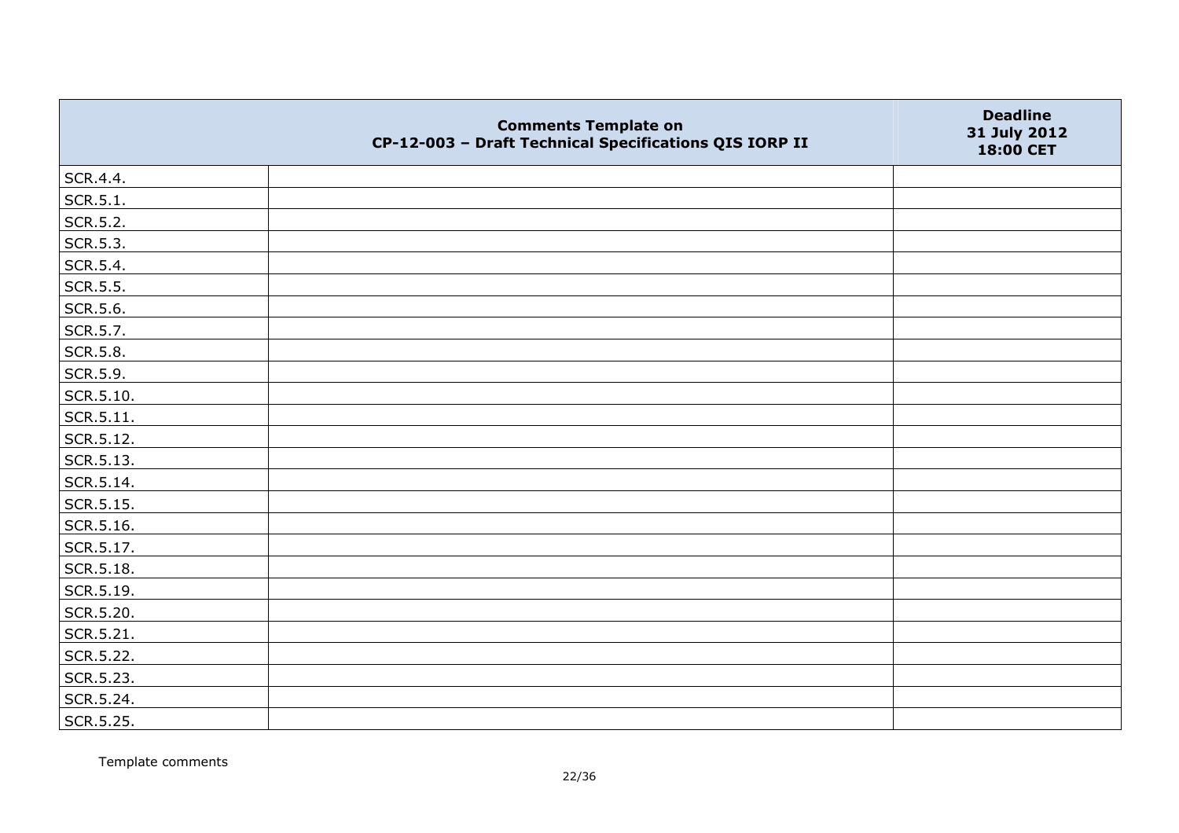| | Comments Template on CP-12-003 – Draft Technical Specifications QIS IORP II | Deadline 31 July 2012 18:00 CET |
|---|---|---|
| SCR.4.4. | | |
| SCR.5.1. | | |
| SCR.5.2. | | |
| SCR.5.3. | | |
| SCR.5.4. | | |
| SCR.5.5. | | |
| SCR.5.6. | | |
| SCR.5.7. | | |
| SCR.5.8. | | |
| SCR.5.9. | | |
| SCR.5.10. | | |
| SCR.5.11. | | |
| SCR.5.12. | | |
| SCR.5.13. | | |
| SCR.5.14. | | |
| SCR.5.15. | | |
| SCR.5.16. | | |
| SCR.5.17. | | |
| SCR.5.18. | | |
| SCR.5.19. | | |
| SCR.5.20. | | |
| SCR.5.21. | | |
| SCR.5.22. | | |
| SCR.5.23. | | |
| SCR.5.24. | | |
| SCR.5.25. | | |

Template comments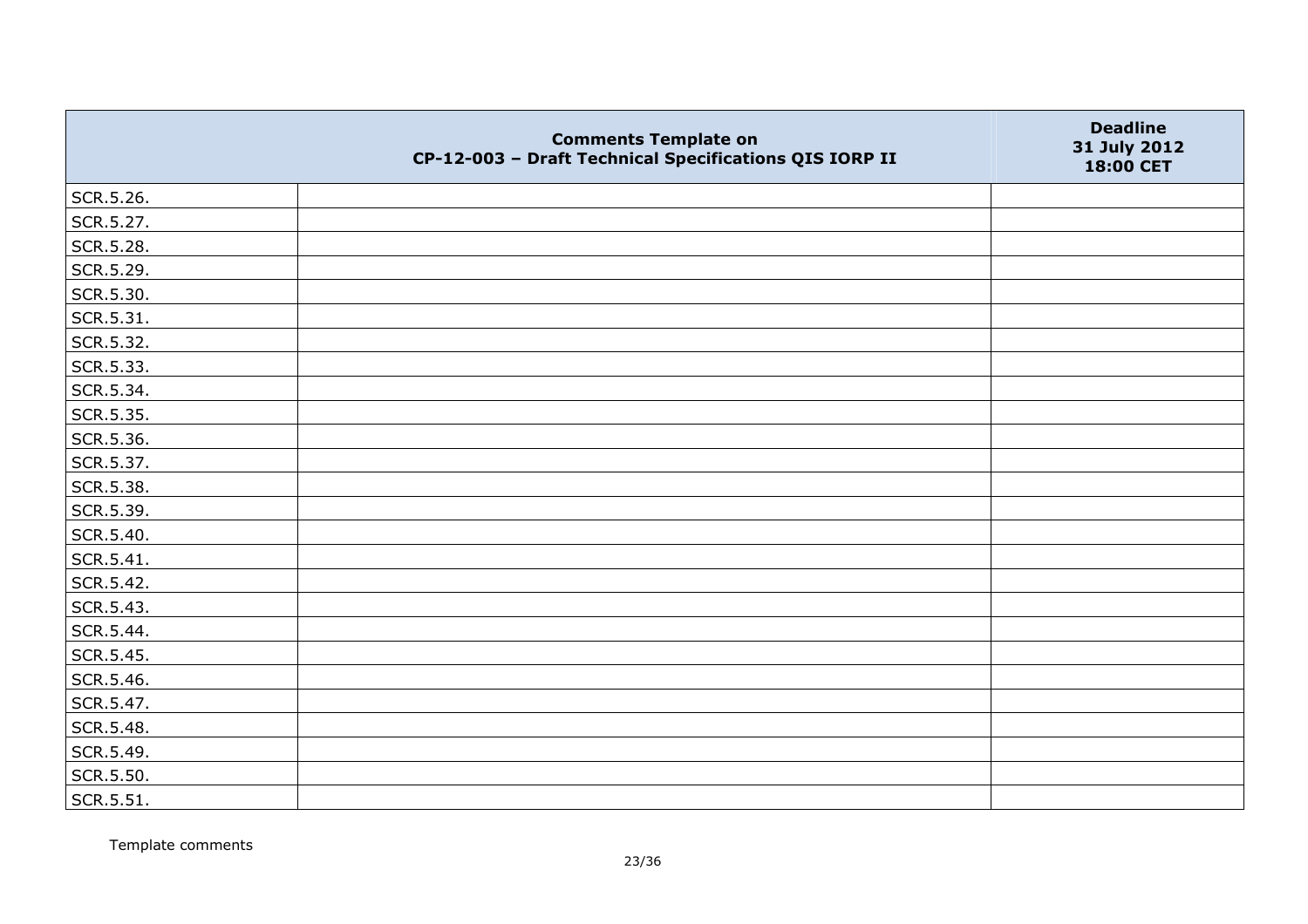| | Comments Template on CP-12-003 – Draft Technical Specifications QIS IORP II | Deadline 31 July 2012 18:00 CET |
|---|---|---|
| SCR.5.26. | | |
| SCR.5.27. | | |
| SCR.5.28. | | |
| SCR.5.29. | | |
| SCR.5.30. | | |
| SCR.5.31. | | |
| SCR.5.32. | | |
| SCR.5.33. | | |
| SCR.5.34. | | |
| SCR.5.35. | | |
| SCR.5.36. | | |
| SCR.5.37. | | |
| SCR.5.38. | | |
| SCR.5.39. | | |
| SCR.5.40. | | |
| SCR.5.41. | | |
| SCR.5.42. | | |
| SCR.5.43. | | |
| SCR.5.44. | | |
| SCR.5.45. | | |
| SCR.5.46. | | |
| SCR.5.47. | | |
| SCR.5.48. | | |
| SCR.5.49. | | |
| SCR.5.50. | | |
| SCR.5.51. | | |

Template comments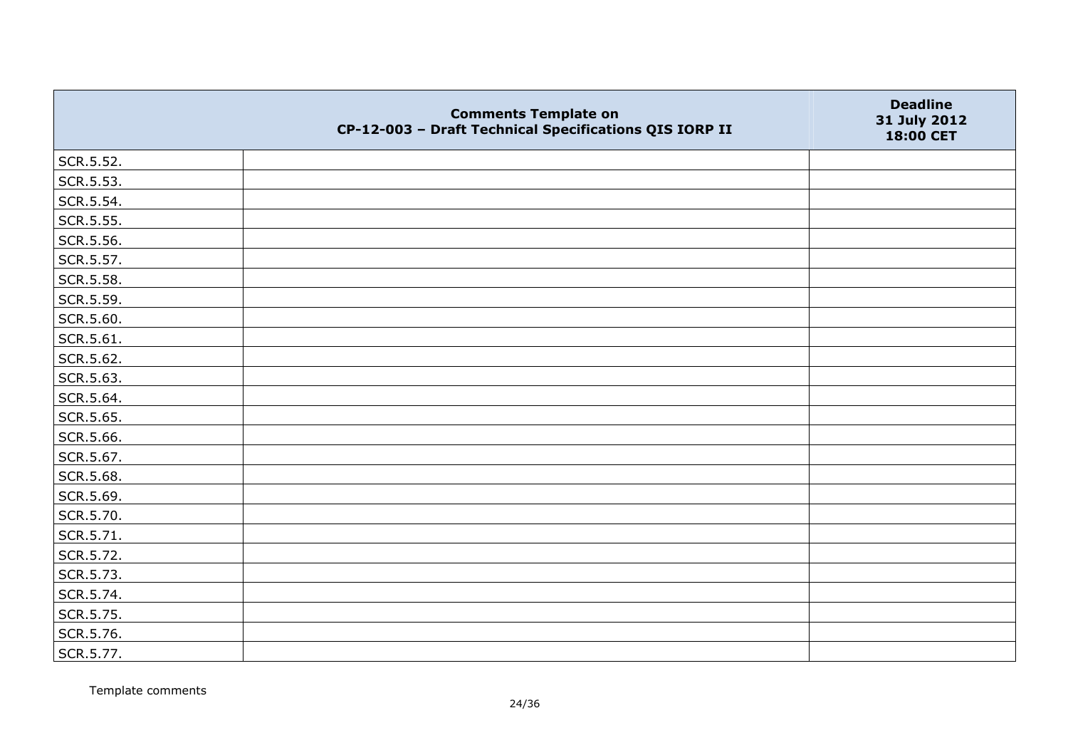| | Comments Template on CP-12-003 – Draft Technical Specifications QIS IORP II | Deadline 31 July 2012 18:00 CET |
|---|---|---|
| SCR.5.52. | | |
| SCR.5.53. | | |
| SCR.5.54. | | |
| SCR.5.55. | | |
| SCR.5.56. | | |
| SCR.5.57. | | |
| SCR.5.58. | | |
| SCR.5.59. | | |
| SCR.5.60. | | |
| SCR.5.61. | | |
| SCR.5.62. | | |
| SCR.5.63. | | |
| SCR.5.64. | | |
| SCR.5.65. | | |
| SCR.5.66. | | |
| SCR.5.67. | | |
| SCR.5.68. | | |
| SCR.5.69. | | |
| SCR.5.70. | | |
| SCR.5.71. | | |
| SCR.5.72. | | |
| SCR.5.73. | | |
| SCR.5.74. | | |
| SCR.5.75. | | |
| SCR.5.76. | | |
| SCR.5.77. | | |

Template comments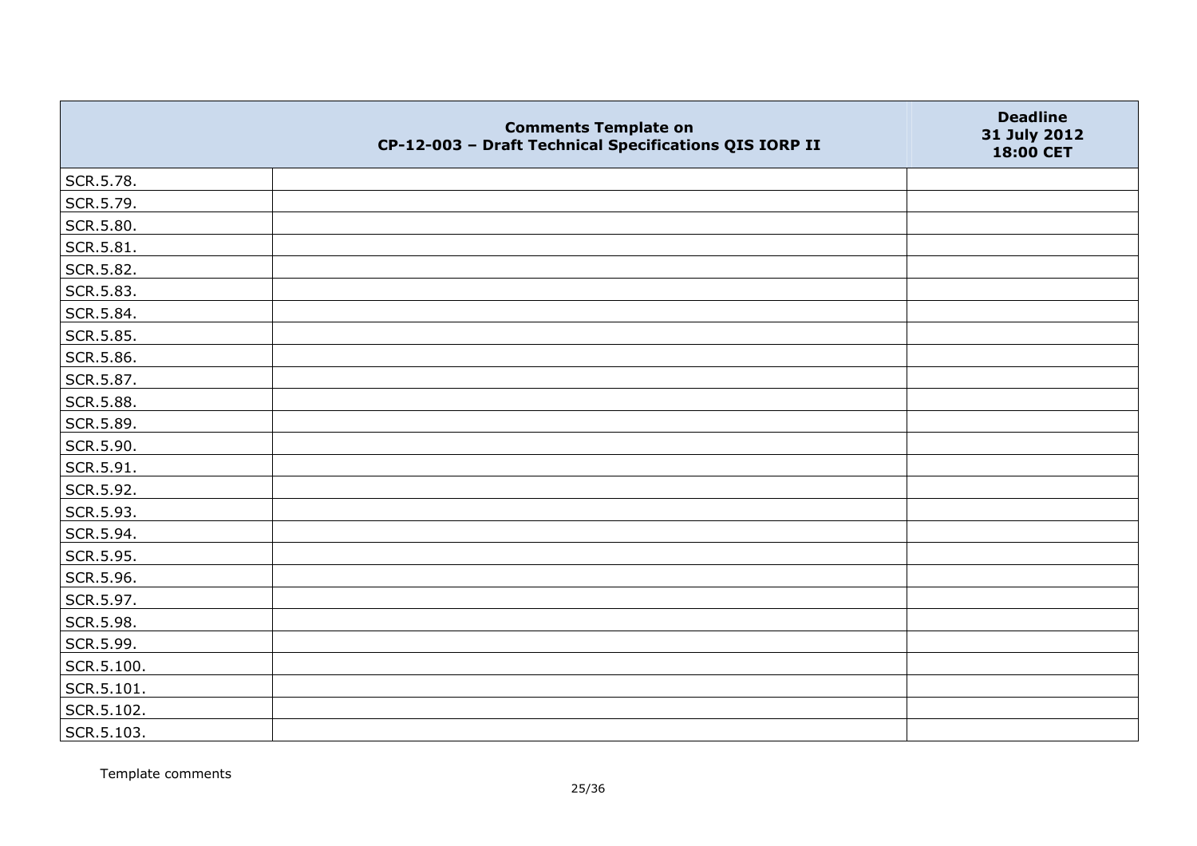| | Comments Template on CP-12-003 – Draft Technical Specifications QIS IORP II | Deadline 31 July 2012 18:00 CET |
|---|---|---|
| SCR.5.78. | | |
| SCR.5.79. | | |
| SCR.5.80. | | |
| SCR.5.81. | | |
| SCR.5.82. | | |
| SCR.5.83. | | |
| SCR.5.84. | | |
| SCR.5.85. | | |
| SCR.5.86. | | |
| SCR.5.87. | | |
| SCR.5.88. | | |
| SCR.5.89. | | |
| SCR.5.90. | | |
| SCR.5.91. | | |
| SCR.5.92. | | |
| SCR.5.93. | | |
| SCR.5.94. | | |
| SCR.5.95. | | |
| SCR.5.96. | | |
| SCR.5.97. | | |
| SCR.5.98. | | |
| SCR.5.99. | | |
| SCR.5.100. | | |
| SCR.5.101. | | |
| SCR.5.102. | | |
| SCR.5.103. | | |

Template comments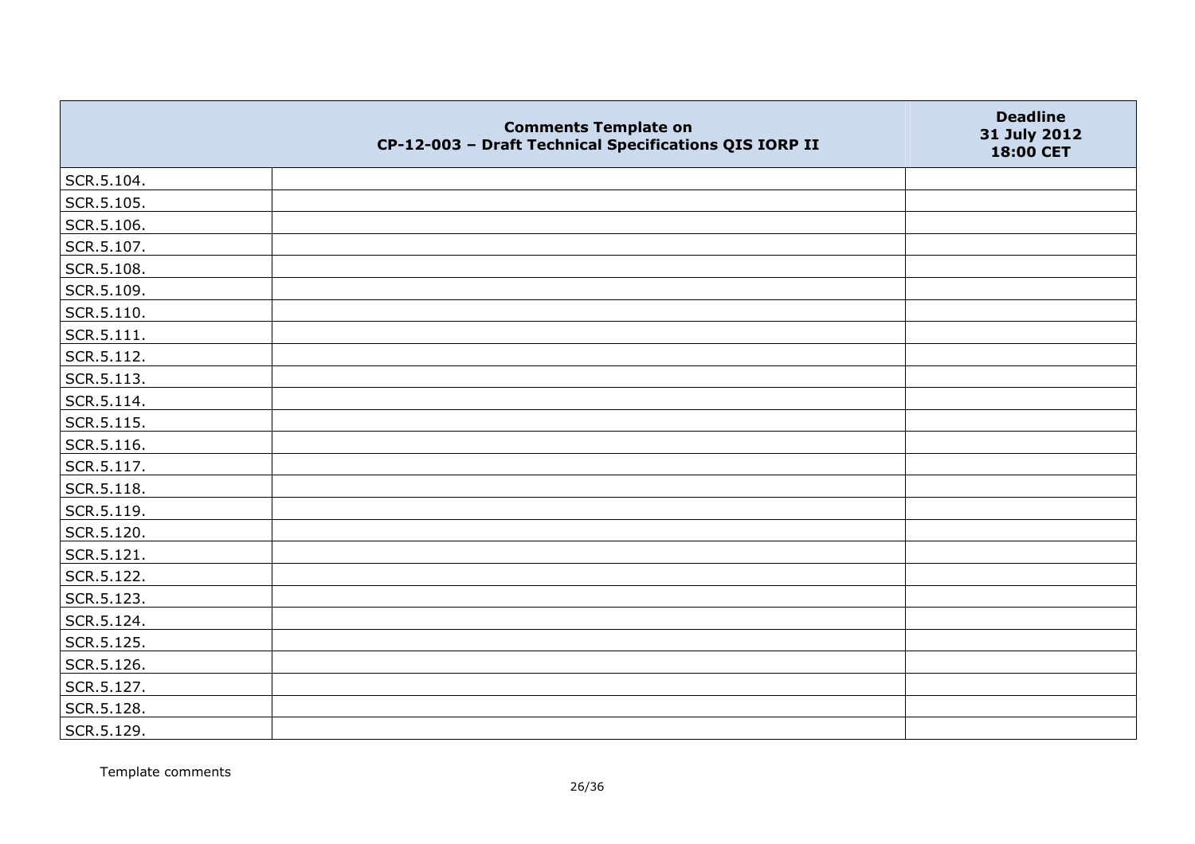|  | Comments Template on CP-12-003 – Draft Technical Specifications QIS IORP II | Deadline 31 July 2012 18:00 CET |
|---|---|---|
| SCR.5.104. |  |  |
| SCR.5.105. |  |  |
| SCR.5.106. |  |  |
| SCR.5.107. |  |  |
| SCR.5.108. |  |  |
| SCR.5.109. |  |  |
| SCR.5.110. |  |  |
| SCR.5.111. |  |  |
| SCR.5.112. |  |  |
| SCR.5.113. |  |  |
| SCR.5.114. |  |  |
| SCR.5.115. |  |  |
| SCR.5.116. |  |  |
| SCR.5.117. |  |  |
| SCR.5.118. |  |  |
| SCR.5.119. |  |  |
| SCR.5.120. |  |  |
| SCR.5.121. |  |  |
| SCR.5.122. |  |  |
| SCR.5.123. |  |  |
| SCR.5.124. |  |  |
| SCR.5.125. |  |  |
| SCR.5.126. |  |  |
| SCR.5.127. |  |  |
| SCR.5.128. |  |  |
| SCR.5.129. |  |  |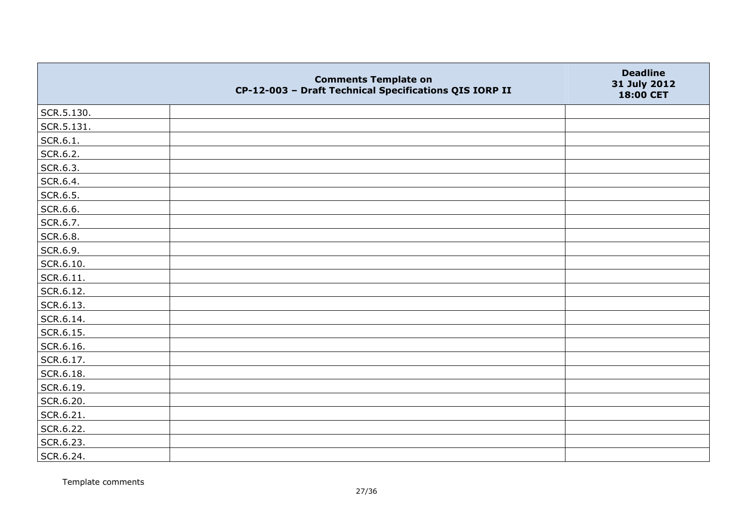|  | Comments Template on CP-12-003 – Draft Technical Specifications QIS IORP II | Deadline 31 July 2012 18:00 CET |
|---|---|---|
| SCR.5.130. |  |  |
| SCR.5.131. |  |  |
| SCR.6.1. |  |  |
| SCR.6.2. |  |  |
| SCR.6.3. |  |  |
| SCR.6.4. |  |  |
| SCR.6.5. |  |  |
| SCR.6.6. |  |  |
| SCR.6.7. |  |  |
| SCR.6.8. |  |  |
| SCR.6.9. |  |  |
| SCR.6.10. |  |  |
| SCR.6.11. |  |  |
| SCR.6.12. |  |  |
| SCR.6.13. |  |  |
| SCR.6.14. |  |  |
| SCR.6.15. |  |  |
| SCR.6.16. |  |  |
| SCR.6.17. |  |  |
| SCR.6.18. |  |  |
| SCR.6.19. |  |  |
| SCR.6.20. |  |  |
| SCR.6.21. |  |  |
| SCR.6.22. |  |  |
| SCR.6.23. |  |  |
| SCR.6.24. |  |  |

Template comments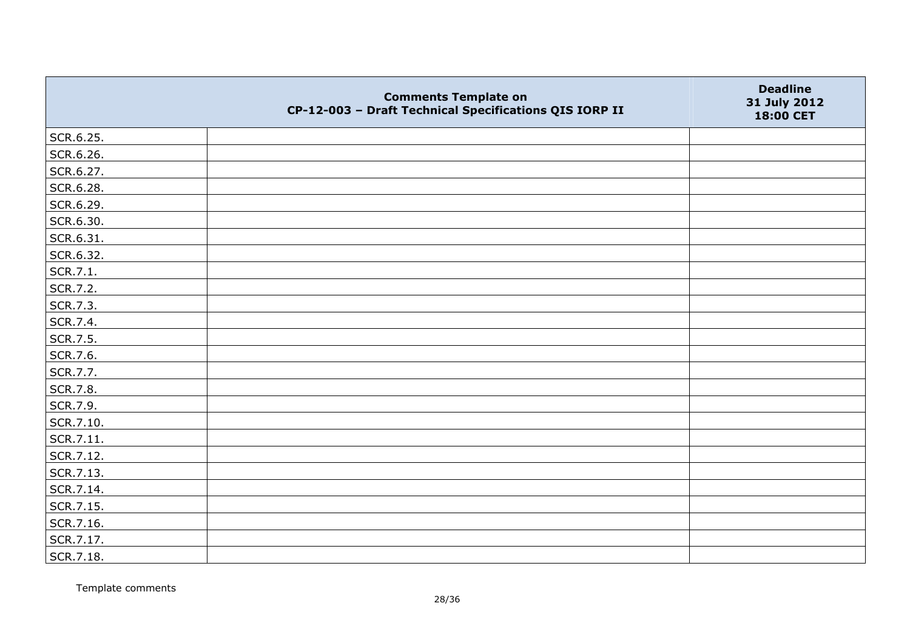| | Comments Template on CP-12-003 – Draft Technical Specifications QIS IORP II | Deadline 31 July 2012 18:00 CET |
|---|---|---|
| SCR.6.25. | | |
| SCR.6.26. | | |
| SCR.6.27. | | |
| SCR.6.28. | | |
| SCR.6.29. | | |
| SCR.6.30. | | |
| SCR.6.31. | | |
| SCR.6.32. | | |
| SCR.7.1. | | |
| SCR.7.2. | | |
| SCR.7.3. | | |
| SCR.7.4. | | |
| SCR.7.5. | | |
| SCR.7.6. | | |
| SCR.7.7. | | |
| SCR.7.8. | | |
| SCR.7.9. | | |
| SCR.7.10. | | |
| SCR.7.11. | | |
| SCR.7.12. | | |
| SCR.7.13. | | |
| SCR.7.14. | | |
| SCR.7.15. | | |
| SCR.7.16. | | |
| SCR.7.17. | | |
| SCR.7.18. | | |

Template comments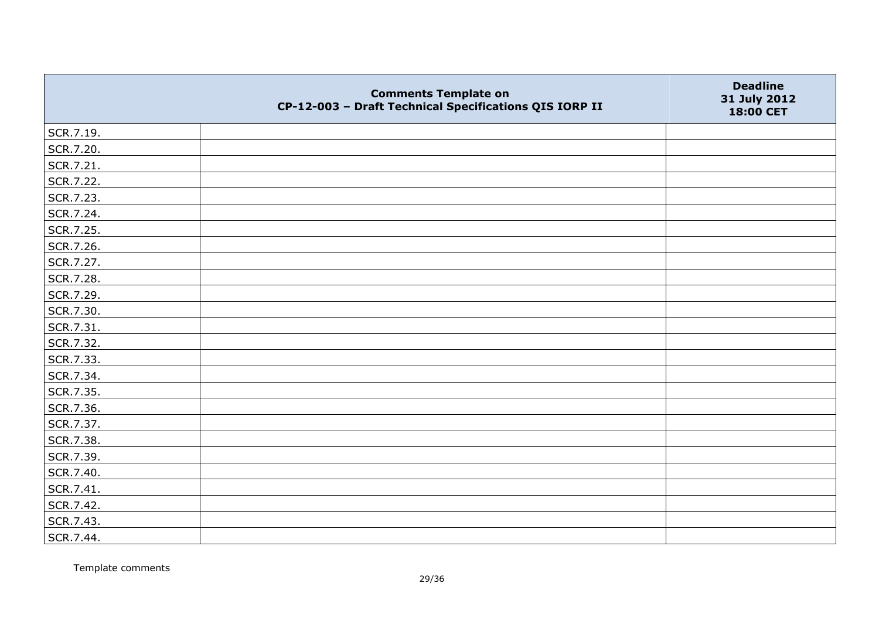| | Comments Template on CP-12-003 – Draft Technical Specifications QIS IORP II | Deadline 31 July 2012 18:00 CET |
|---|---|---|
| SCR.7.19. | | |
| SCR.7.20. | | |
| SCR.7.21. | | |
| SCR.7.22. | | |
| SCR.7.23. | | |
| SCR.7.24. | | |
| SCR.7.25. | | |
| SCR.7.26. | | |
| SCR.7.27. | | |
| SCR.7.28. | | |
| SCR.7.29. | | |
| SCR.7.30. | | |
| SCR.7.31. | | |
| SCR.7.32. | | |
| SCR.7.33. | | |
| SCR.7.34. | | |
| SCR.7.35. | | |
| SCR.7.36. | | |
| SCR.7.37. | | |
| SCR.7.38. | | |
| SCR.7.39. | | |
| SCR.7.40. | | |
| SCR.7.41. | | |
| SCR.7.42. | | |
| SCR.7.43. | | |
| SCR.7.44. | | |

Template comments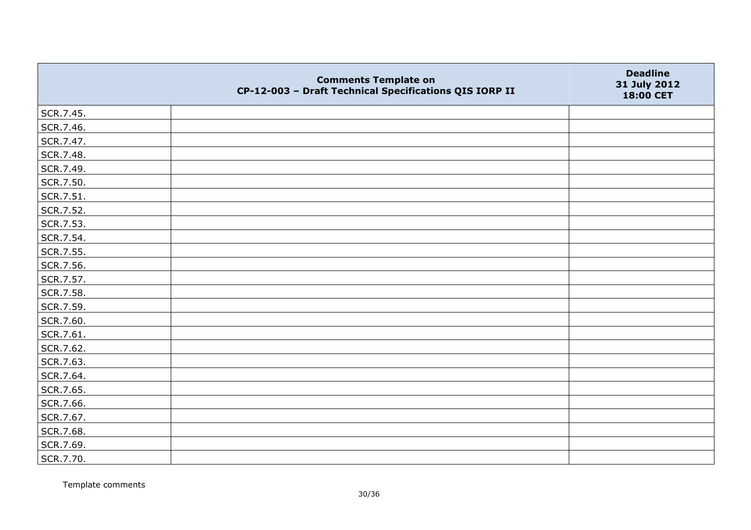| | Comments Template on CP-12-003 – Draft Technical Specifications QIS IORP II | Deadline 31 July 2012 18:00 CET |
|---|---|---|
| SCR.7.45. | | |
| SCR.7.46. | | |
| SCR.7.47. | | |
| SCR.7.48. | | |
| SCR.7.49. | | |
| SCR.7.50. | | |
| SCR.7.51. | | |
| SCR.7.52. | | |
| SCR.7.53. | | |
| SCR.7.54. | | |
| SCR.7.55. | | |
| SCR.7.56. | | |
| SCR.7.57. | | |
| SCR.7.58. | | |
| SCR.7.59. | | |
| SCR.7.60. | | |
| SCR.7.61. | | |
| SCR.7.62. | | |
| SCR.7.63. | | |
| SCR.7.64. | | |
| SCR.7.65. | | |
| SCR.7.66. | | |
| SCR.7.67. | | |
| SCR.7.68. | | |
| SCR.7.69. | | |
| SCR.7.70. | | |

Template comments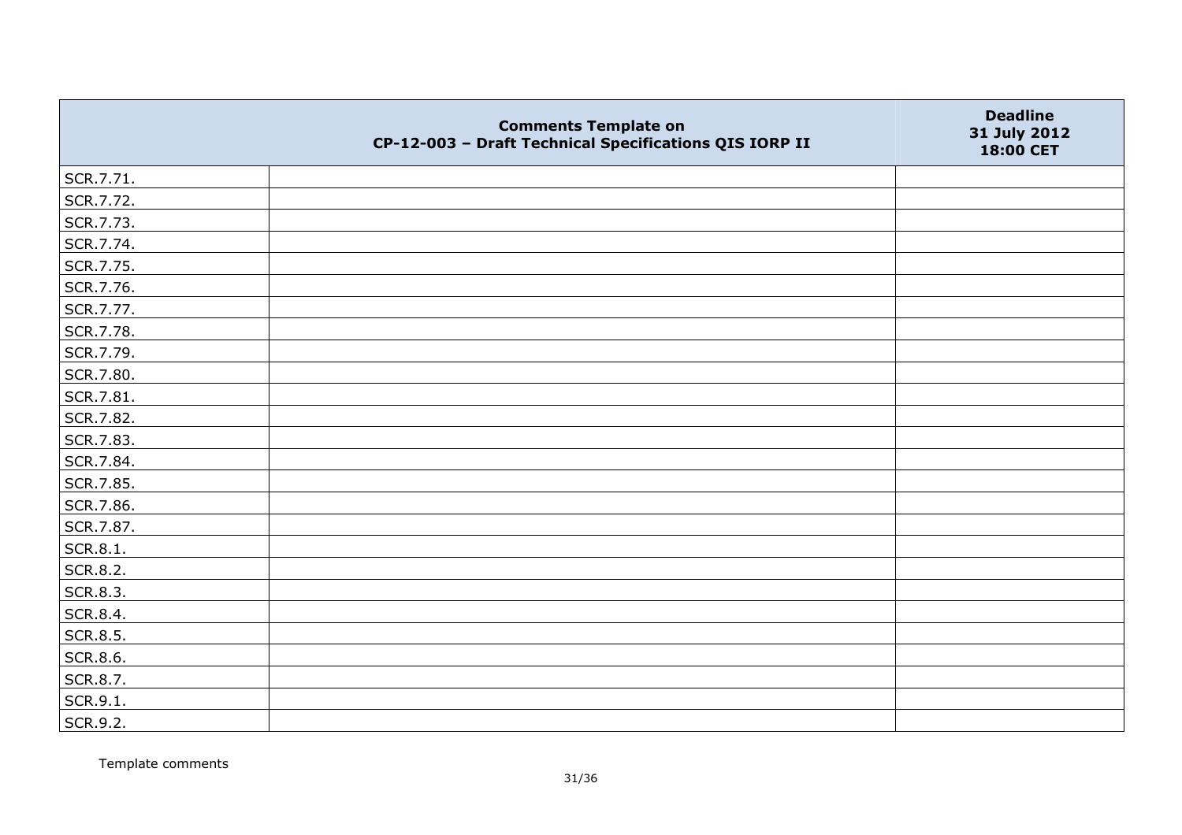| | Comments Template on CP-12-003 – Draft Technical Specifications QIS IORP II | Deadline 31 July 2012 18:00 CET |
|---|---|---|
| SCR.7.71. | | |
| SCR.7.72. | | |
| SCR.7.73. | | |
| SCR.7.74. | | |
| SCR.7.75. | | |
| SCR.7.76. | | |
| SCR.7.77. | | |
| SCR.7.78. | | |
| SCR.7.79. | | |
| SCR.7.80. | | |
| SCR.7.81. | | |
| SCR.7.82. | | |
| SCR.7.83. | | |
| SCR.7.84. | | |
| SCR.7.85. | | |
| SCR.7.86. | | |
| SCR.7.87. | | |
| SCR.8.1. | | |
| SCR.8.2. | | |
| SCR.8.3. | | |
| SCR.8.4. | | |
| SCR.8.5. | | |
| SCR.8.6. | | |
| SCR.8.7. | | |
| SCR.9.1. | | |
| SCR.9.2. | | |

Template comments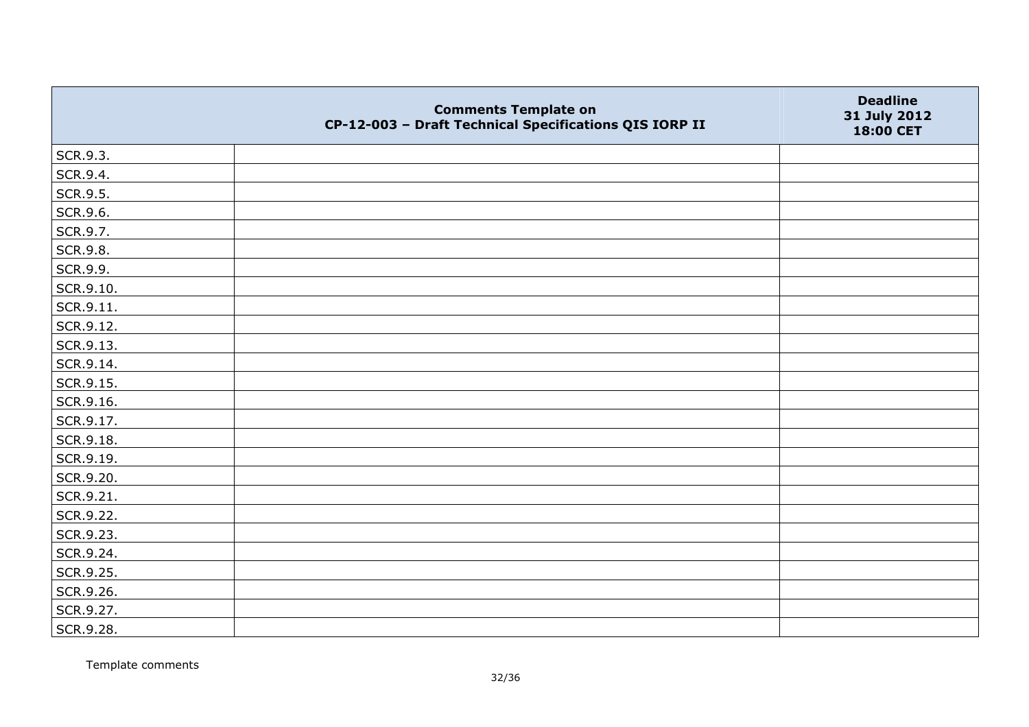| | Comments Template on CP-12-003 – Draft Technical Specifications QIS IORP II | Deadline 31 July 2012 18:00 CET |
|---|---|---|
| SCR.9.3. | | |
| SCR.9.4. | | |
| SCR.9.5. | | |
| SCR.9.6. | | |
| SCR.9.7. | | |
| SCR.9.8. | | |
| SCR.9.9. | | |
| SCR.9.10. | | |
| SCR.9.11. | | |
| SCR.9.12. | | |
| SCR.9.13. | | |
| SCR.9.14. | | |
| SCR.9.15. | | |
| SCR.9.16. | | |
| SCR.9.17. | | |
| SCR.9.18. | | |
| SCR.9.19. | | |
| SCR.9.20. | | |
| SCR.9.21. | | |
| SCR.9.22. | | |
| SCR.9.23. | | |
| SCR.9.24. | | |
| SCR.9.25. | | |
| SCR.9.26. | | |
| SCR.9.27. | | |
| SCR.9.28. | | |

Template comments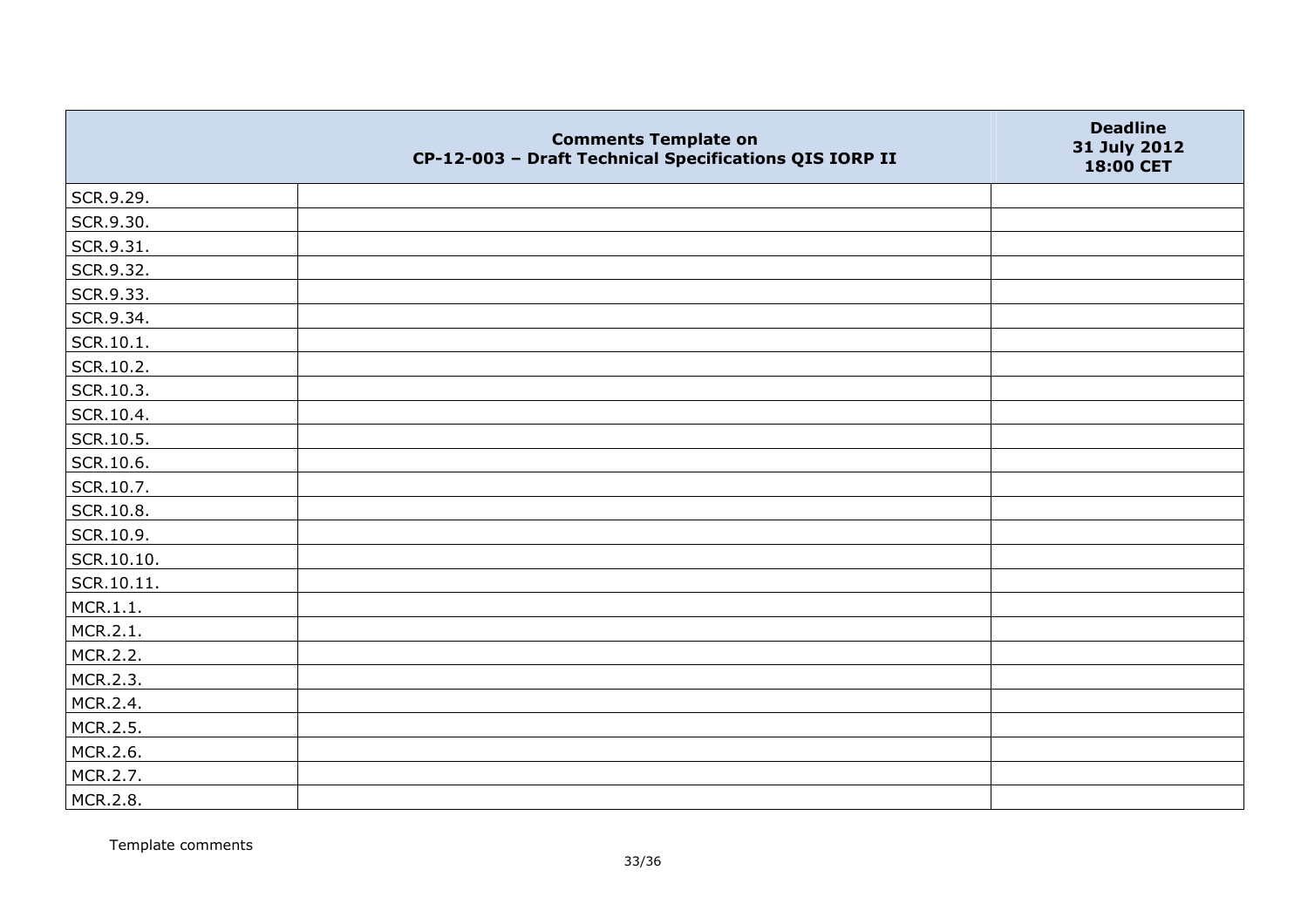| | Comments Template on CP-12-003 – Draft Technical Specifications QIS IORP II | Deadline 31 July 2012 18:00 CET |
|---|---|---|
| SCR.9.29. | | |
| SCR.9.30. | | |
| SCR.9.31. | | |
| SCR.9.32. | | |
| SCR.9.33. | | |
| SCR.9.34. | | |
| SCR.10.1. | | |
| SCR.10.2. | | |
| SCR.10.3. | | |
| SCR.10.4. | | |
| SCR.10.5. | | |
| SCR.10.6. | | |
| SCR.10.7. | | |
| SCR.10.8. | | |
| SCR.10.9. | | |
| SCR.10.10. | | |
| SCR.10.11. | | |
| MCR.1.1. | | |
| MCR.2.1. | | |
| MCR.2.2. | | |
| MCR.2.3. | | |
| MCR.2.4. | | |
| MCR.2.5. | | |
| MCR.2.6. | | |
| MCR.2.7. | | |
| MCR.2.8. | | |

Template comments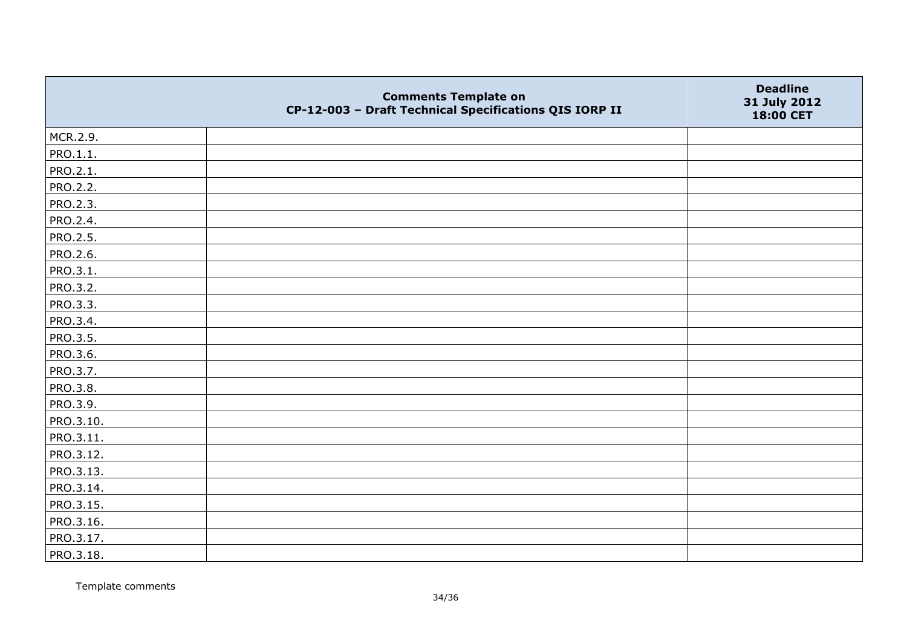| | Comments Template on CP-12-003 – Draft Technical Specifications QIS IORP II | Deadline 31 July 2012 18:00 CET |
|---|---|---|
| MCR.2.9. | | |
| PRO.1.1. | | |
| PRO.2.1. | | |
| PRO.2.2. | | |
| PRO.2.3. | | |
| PRO.2.4. | | |
| PRO.2.5. | | |
| PRO.2.6. | | |
| PRO.3.1. | | |
| PRO.3.2. | | |
| PRO.3.3. | | |
| PRO.3.4. | | |
| PRO.3.5. | | |
| PRO.3.6. | | |
| PRO.3.7. | | |
| PRO.3.8. | | |
| PRO.3.9. | | |
| PRO.3.10. | | |
| PRO.3.11. | | |
| PRO.3.12. | | |
| PRO.3.13. | | |
| PRO.3.14. | | |
| PRO.3.15. | | |
| PRO.3.16. | | |
| PRO.3.17. | | |
| PRO.3.18. | | |

Template comments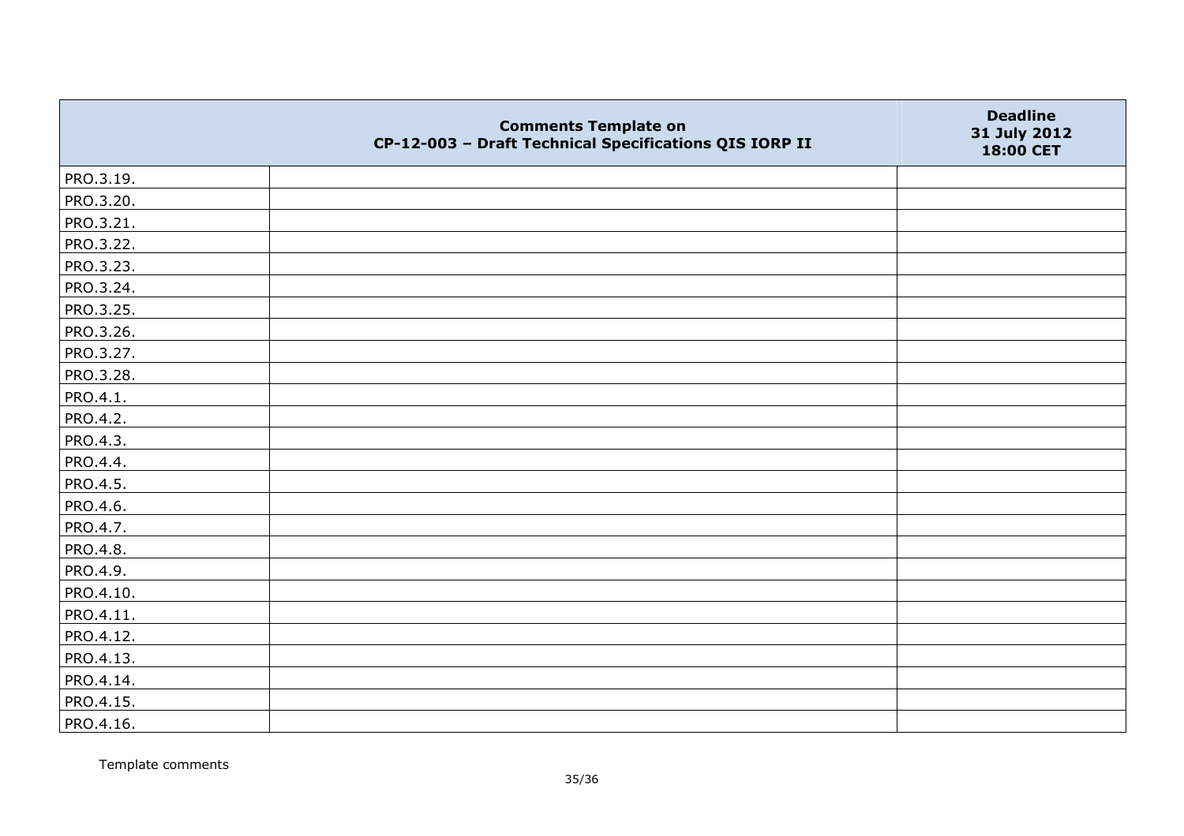|  | Comments Template on CP-12-003 – Draft Technical Specifications QIS IORP II | Deadline 31 July 2012 18:00 CET |
|---|---|---|
| PRO.3.19. |  |  |
| PRO.3.20. |  |  |
| PRO.3.21. |  |  |
| PRO.3.22. |  |  |
| PRO.3.23. |  |  |
| PRO.3.24. |  |  |
| PRO.3.25. |  |  |
| PRO.3.26. |  |  |
| PRO.3.27. |  |  |
| PRO.3.28. |  |  |
| PRO.4.1. |  |  |
| PRO.4.2. |  |  |
| PRO.4.3. |  |  |
| PRO.4.4. |  |  |
| PRO.4.5. |  |  |
| PRO.4.6. |  |  |
| PRO.4.7. |  |  |
| PRO.4.8. |  |  |
| PRO.4.9. |  |  |
| PRO.4.10. |  |  |
| PRO.4.11. |  |  |
| PRO.4.12. |  |  |
| PRO.4.13. |  |  |
| PRO.4.14. |  |  |
| PRO.4.15. |  |  |
| PRO.4.16. |  |  |

Template comments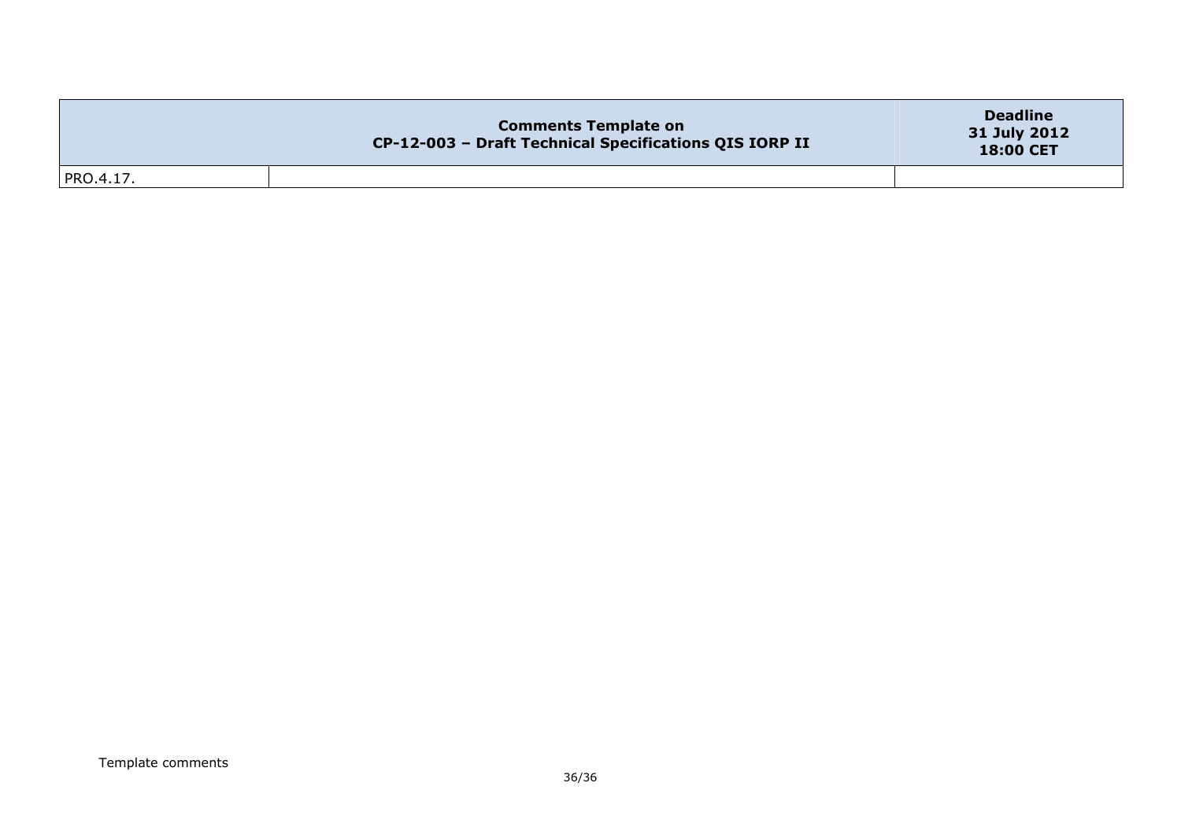| | | |
|---|---|---|
| PRO.4.17. | | |